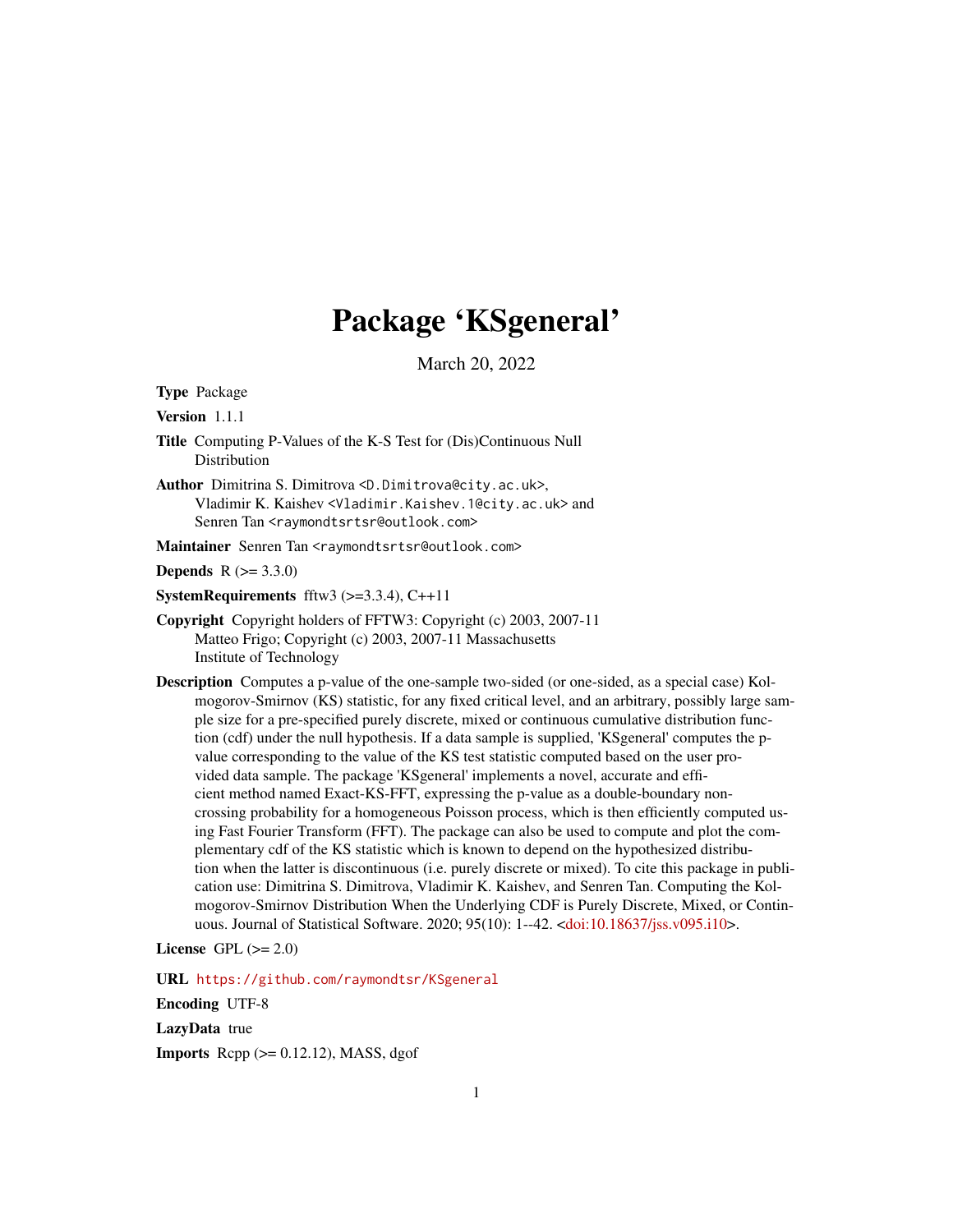# Package 'KSgeneral'

March 20, 2022

**Type** Package

**Version** 1.1.1

**Title** Computing P-Values of the K-S Test for (Dis)Continuous Null Distribution

**Author** Dimitrina S. Dimitrova <D.Dimitrova@city.ac.uk>, Vladimir K. Kaishev <Vladimir.Kaishev.1@city.ac.uk> and Senren Tan <raymondtsrtsr@outlook.com>

**Maintainer** Senren Tan <raymondtsrtsr@outlook.com>

**Depends** R (>= 3.3.0)

**SystemRequirements** fftw3 (>=3.3.4), C++11

**Copyright** Copyright holders of FFTW3: Copyright (c) 2003, 2007-11 Matteo Frigo; Copyright (c) 2003, 2007-11 Massachusetts Institute of Technology

**Description** Computes a p-value of the one-sample two-sided (or one-sided, as a special case) Kolmogorov-Smirnov (KS) statistic, for any fixed critical level, and an arbitrary, possibly large sample size for a pre-specified purely discrete, mixed or continuous cumulative distribution function (cdf) under the null hypothesis. If a data sample is supplied, 'KSgeneral' computes the p-value corresponding to the value of the KS test statistic computed based on the user provided data sample. The package 'KSgeneral' implements a novel, accurate and efficient method named Exact-KS-FFT, expressing the p-value as a double-boundary non-crossing probability for a homogeneous Poisson process, which is then efficiently computed using Fast Fourier Transform (FFT). The package can also be used to compute and plot the complementary cdf of the KS statistic which is known to depend on the hypothesized distribution when the latter is discontinuous (i.e. purely discrete or mixed). To cite this package in publication use: Dimitrina S. Dimitrova, Vladimir K. Kaishev, and Senren Tan. Computing the Kolmogorov-Smirnov Distribution When the Underlying CDF is Purely Discrete, Mixed, or Continuous. Journal of Statistical Software. 2020; 95(10): 1--42. <doi:10.18637/jss.v095.i10>.

**License** GPL (>= 2.0)

**URL** https://github.com/raymondtsr/KSgeneral

**Encoding** UTF-8

**LazyData** true

**Imports** Rcpp (>= 0.12.12), MASS, dgof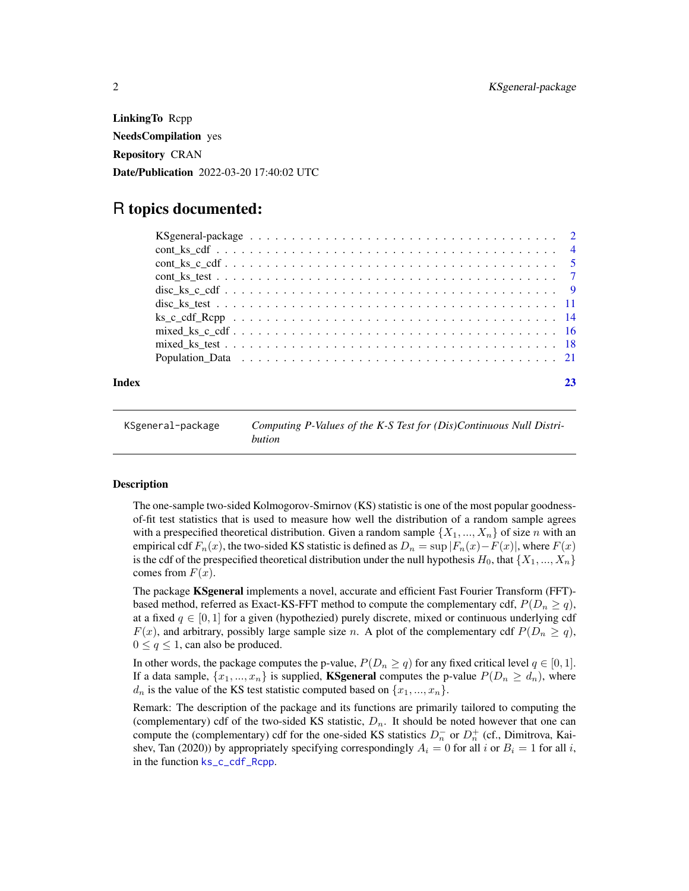**LinkingTo** Rcpp

**NeedsCompilation** yes

**Repository** CRAN

**Date/Publication** 2022-03-20 17:40:02 UTC

# R topics documented:

| | |
|---|---|
| KSgeneral-package | 2 |
| cont_ks_cdf | 4 |
| cont_ks_c_cdf | 5 |
| cont_ks_test | 7 |
| disc_ks_c_cdf | 9 |
| disc_ks_test | 11 |
| ks_c_cdf_Rcpp | 14 |
| mixed_ks_c_cdf | 16 |
| mixed_ks_test | 18 |
| Population_Data | 21 |

**Index** **23**

---

`KSgeneral-package` *Computing P-Values of the K-S Test for (Dis)Continuous Null Distribution*

---

## Description

The one-sample two-sided Kolmogorov-Smirnov (KS) statistic is one of the most popular goodness-of-fit test statistics that is used to measure how well the distribution of a random sample agrees with a prespecified theoretical distribution. Given a random sample $\{X_1, ..., X_n\}$ of size $n$ with an empirical cdf $F_n(x)$, the two-sided KS statistic is defined as $D_n = \sup |F_n(x) - F(x)|$, where $F(x)$ is the cdf of the prespecified theoretical distribution under the null hypothesis $H_0$, that $\{X_1, ..., X_n\}$ comes from $F(x)$.

The package **KSgeneral** implements a novel, accurate and efficient Fast Fourier Transform (FFT)-based method, referred as Exact-KS-FFT method to compute the complementary cdf, $P(D_n \geq q)$, at a fixed $q \in [0, 1]$ for a given (hypothezied) purely discrete, mixed or continuous underlying cdf $F(x)$, and arbitrary, possibly large sample size $n$. A plot of the complementary cdf $P(D_n \geq q)$, $0 \leq q \leq 1$, can also be produced.

In other words, the package computes the p-value, $P(D_n \geq q)$ for any fixed critical level $q \in [0, 1]$. If a data sample, $\{x_1, ..., x_n\}$ is supplied, **KSgeneral** computes the p-value $P(D_n \geq d_n)$, where $d_n$ is the value of the KS test statistic computed based on $\{x_1, ..., x_n\}$.

Remark: The description of the package and its functions are primarily tailored to computing the (complementary) cdf of the two-sided KS statistic, $D_n$. It should be noted however that one can compute the (complementary) cdf for the one-sided KS statistics $D_n^-$ or $D_n^+$ (cf., Dimitrova, Kaishev, Tan (2020)) by appropriately specifying correspondingly $A_i = 0$ for all $i$ or $B_i = 1$ for all $i$, in the function `ks_c_cdf_Rcpp`.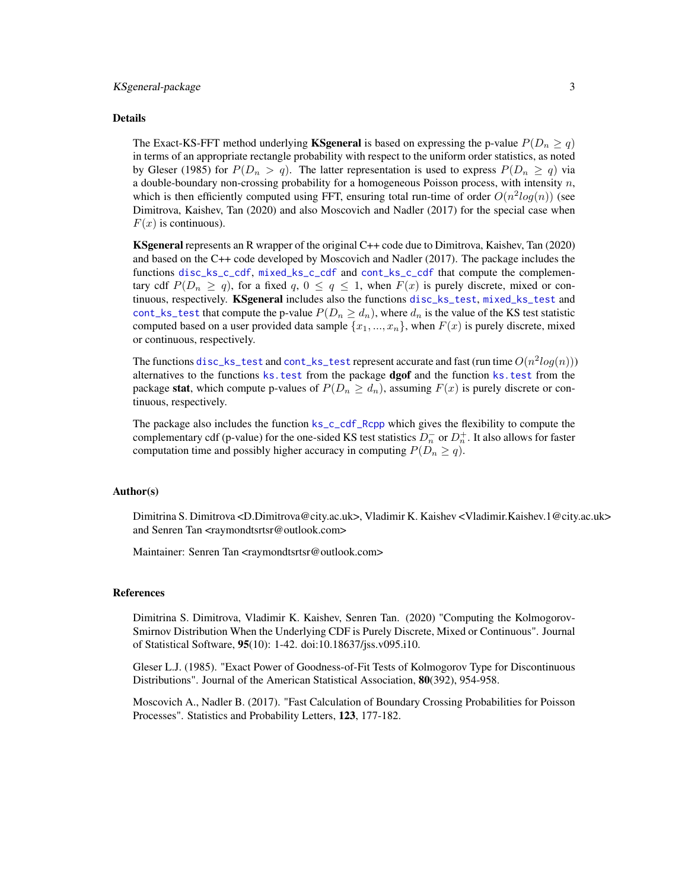## Details

The Exact-KS-FFT method underlying **KSgeneral** is based on expressing the p-value $P(D_n \geq q)$ in terms of an appropriate rectangle probability with respect to the uniform order statistics, as noted by Gleser (1985) for $P(D_n > q)$. The latter representation is used to express $P(D_n \geq q)$ via a double-boundary non-crossing probability for a homogeneous Poisson process, with intensity $n$, which is then efficiently computed using FFT, ensuring total run-time of order $O(n^2 log(n))$ (see Dimitrova, Kaishev, Tan (2020) and also Moscovich and Nadler (2017) for the special case when $F(x)$ is continuous).

**KSgeneral** represents an R wrapper of the original C++ code due to Dimitrova, Kaishev, Tan (2020) and based on the C++ code developed by Moscovich and Nadler (2017). The package includes the functions `disc_ks_c_cdf`, `mixed_ks_c_cdf` and `cont_ks_c_cdf` that compute the complementary cdf $P(D_n \geq q)$, for a fixed $q$, $0 \leq q \leq 1$, when $F(x)$ is purely discrete, mixed or continuous, respectively. **KSgeneral** includes also the functions `disc_ks_test`, `mixed_ks_test` and `cont_ks_test` that compute the p-value $P(D_n \geq d_n)$, where $d_n$ is the value of the KS test statistic computed based on a user provided data sample $\{x_1, ..., x_n\}$, when $F(x)$ is purely discrete, mixed or continuous, respectively.

The functions `disc_ks_test` and `cont_ks_test` represent accurate and fast (run time $O(n^2 log(n))$) alternatives to the functions `ks.test` from the package **dgof** and the function `ks.test` from the package **stat**, which compute p-values of $P(D_n \geq d_n)$, assuming $F(x)$ is purely discrete or continuous, respectively.

The package also includes the function `ks_c_cdf_Rcpp` which gives the flexibility to compute the complementary cdf (p-value) for the one-sided KS test statistics $D_n^-$ or $D_n^+$. It also allows for faster computation time and possibly higher accuracy in computing $P(D_n \geq q)$.

## Author(s)

Dimitrina S. Dimitrova <D.Dimitrova@city.ac.uk>, Vladimir K. Kaishev <Vladimir.Kaishev.1@city.ac.uk> and Senren Tan <raymondtsrtsr@outlook.com>

Maintainer: Senren Tan <raymondtsrtsr@outlook.com>

## References

Dimitrina S. Dimitrova, Vladimir K. Kaishev, Senren Tan. (2020) "Computing the Kolmogorov-Smirnov Distribution When the Underlying CDF is Purely Discrete, Mixed or Continuous". Journal of Statistical Software, **95**(10): 1-42. doi:10.18637/jss.v095.i10.

Gleser L.J. (1985). "Exact Power of Goodness-of-Fit Tests of Kolmogorov Type for Discontinuous Distributions". Journal of the American Statistical Association, **80**(392), 954-958.

Moscovich A., Nadler B. (2017). "Fast Calculation of Boundary Crossing Probabilities for Poisson Processes". Statistics and Probability Letters, **123**, 177-182.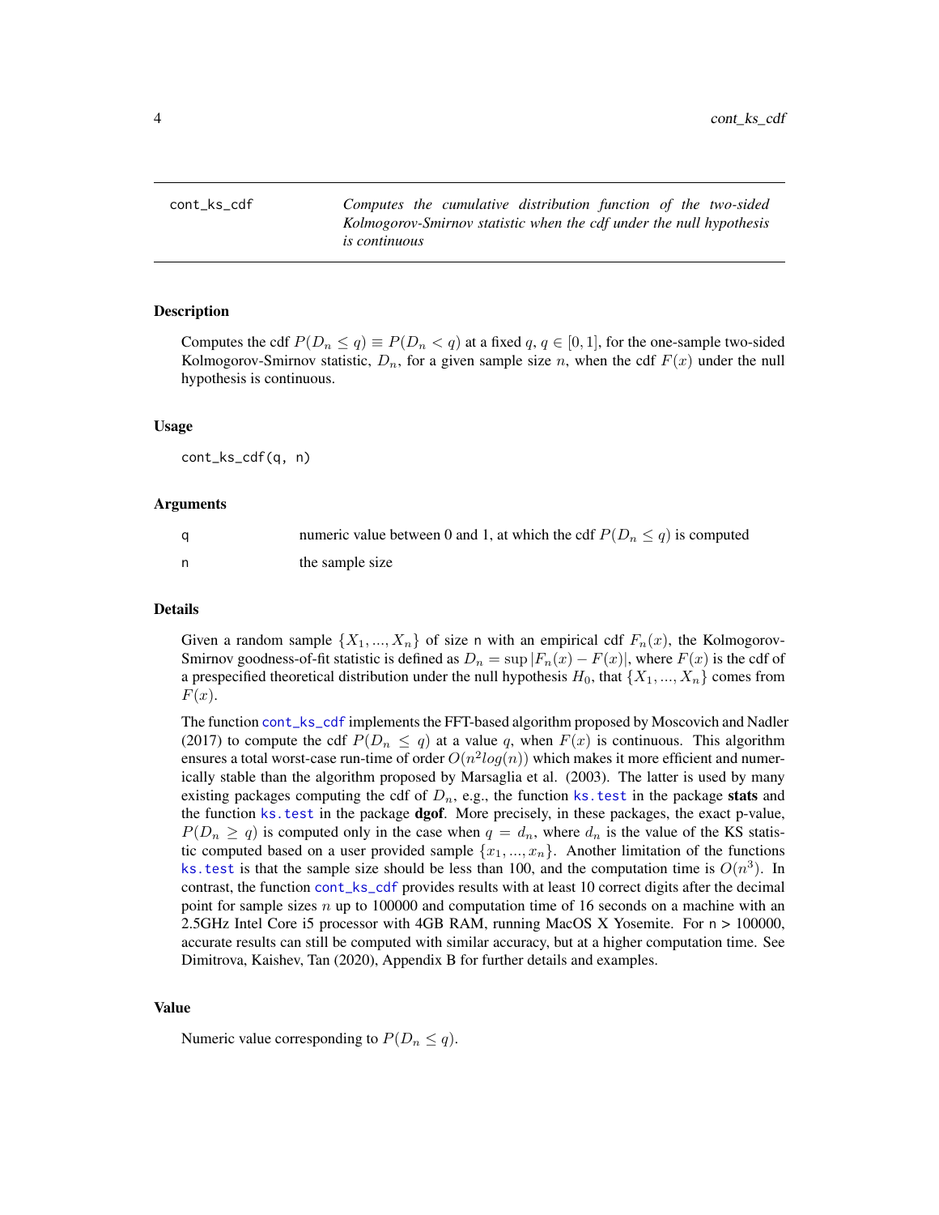## cont_ks_cdf

*Computes the cumulative distribution function of the two-sided Kolmogorov-Smirnov statistic when the cdf under the null hypothesis is continuous*

### Description

Computes the cdf $P(D_n \leq q) \equiv P(D_n < q)$ at a fixed $q$, $q \in [0, 1]$, for the one-sample two-sided Kolmogorov-Smirnov statistic, $D_n$, for a given sample size $n$, when the cdf $F(x)$ under the null hypothesis is continuous.

### Usage

```
cont_ks_cdf(q, n)
```

### Arguments

| | |
|---|---|
| q | numeric value between 0 and 1, at which the cdf $P(D_n \leq q)$ is computed |
| n | the sample size |

### Details

Given a random sample $\{X_1, ..., X_n\}$ of size `n` with an empirical cdf $F_n(x)$, the Kolmogorov-Smirnov goodness-of-fit statistic is defined as $D_n = \sup |F_n(x) - F(x)|$, where $F(x)$ is the cdf of a prespecified theoretical distribution under the null hypothesis $H_0$, that $\{X_1, ..., X_n\}$ comes from $F(x)$.

The function `cont_ks_cdf` implements the FFT-based algorithm proposed by Moscovich and Nadler (2017) to compute the cdf $P(D_n \leq q)$ at a value $q$, when $F(x)$ is continuous. This algorithm ensures a total worst-case run-time of order $O(n^2 log(n))$ which makes it more efficient and numerically stable than the algorithm proposed by Marsaglia et al. (2003). The latter is used by many existing packages computing the cdf of $D_n$, e.g., the function `ks.test` in the package **stats** and the function `ks.test` in the package **dgof**. More precisely, in these packages, the exact p-value, $P(D_n \geq q)$ is computed only in the case when $q = d_n$, where $d_n$ is the value of the KS statistic computed based on a user provided sample $\{x_1, ..., x_n\}$. Another limitation of the functions `ks.test` is that the sample size should be less than 100, and the computation time is $O(n^3)$. In contrast, the function `cont_ks_cdf` provides results with at least 10 correct digits after the decimal point for sample sizes $n$ up to 100000 and computation time of 16 seconds on a machine with an 2.5GHz Intel Core i5 processor with 4GB RAM, running MacOS X Yosemite. For `n > 100000`, accurate results can still be computed with similar accuracy, but at a higher computation time. See Dimitrova, Kaishev, Tan (2020), Appendix B for further details and examples.

### Value

Numeric value corresponding to $P(D_n \leq q)$.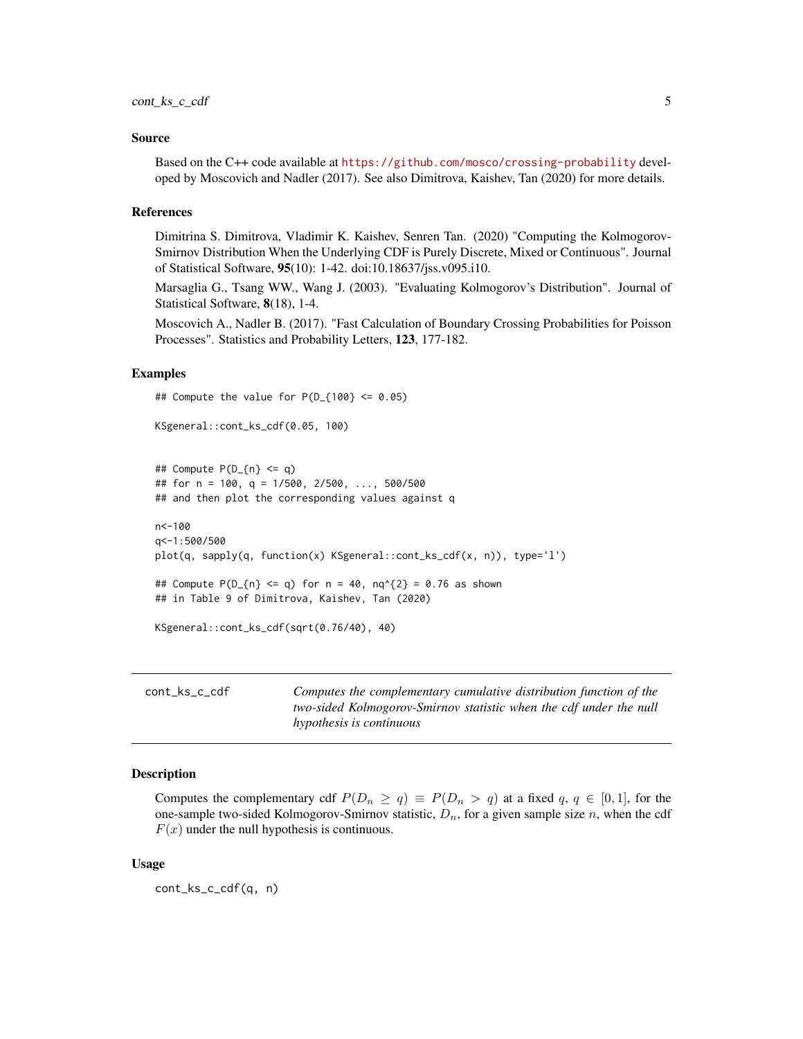### Source

Based on the C++ code available at https://github.com/mosco/crossing-probability developed by Moscovich and Nadler (2017). See also Dimitrova, Kaishev, Tan (2020) for more details.

### References

Dimitrina S. Dimitrova, Vladimir K. Kaishev, Senren Tan. (2020) "Computing the Kolmogorov-Smirnov Distribution When the Underlying CDF is Purely Discrete, Mixed or Continuous". Journal of Statistical Software, **95**(10): 1-42. doi:10.18637/jss.v095.i10.

Marsaglia G., Tsang WW., Wang J. (2003). "Evaluating Kolmogorov's Distribution". Journal of Statistical Software, **8**(18), 1-4.

Moscovich A., Nadler B. (2017). "Fast Calculation of Boundary Crossing Probabilities for Poisson Processes". Statistics and Probability Letters, **123**, 177-182.

### Examples

```
## Compute the value for P(D_{100} <= 0.05)

KSgeneral::cont_ks_cdf(0.05, 100)


## Compute P(D_{n} <= q)
## for n = 100, q = 1/500, 2/500, ..., 500/500
## and then plot the corresponding values against q

n<-100
q<-1:500/500
plot(q, sapply(q, function(x) KSgeneral::cont_ks_cdf(x, n)), type='l')

## Compute P(D_{n} <= q) for n = 40, nq^{2} = 0.76 as shown
## in Table 9 of Dimitrova, Kaishev, Tan (2020)

KSgeneral::cont_ks_cdf(sqrt(0.76/40), 40)
```

---

## cont_ks_c_cdf

*Computes the complementary cumulative distribution function of the two-sided Kolmogorov-Smirnov statistic when the cdf under the null hypothesis is continuous*

---

### Description

Computes the complementary cdf $P(D_n \geq q) \equiv P(D_n > q)$ at a fixed $q$, $q \in [0, 1]$, for the one-sample two-sided Kolmogorov-Smirnov statistic, $D_n$, for a given sample size $n$, when the cdf $F(x)$ under the null hypothesis is continuous.

### Usage

```
cont_ks_c_cdf(q, n)
```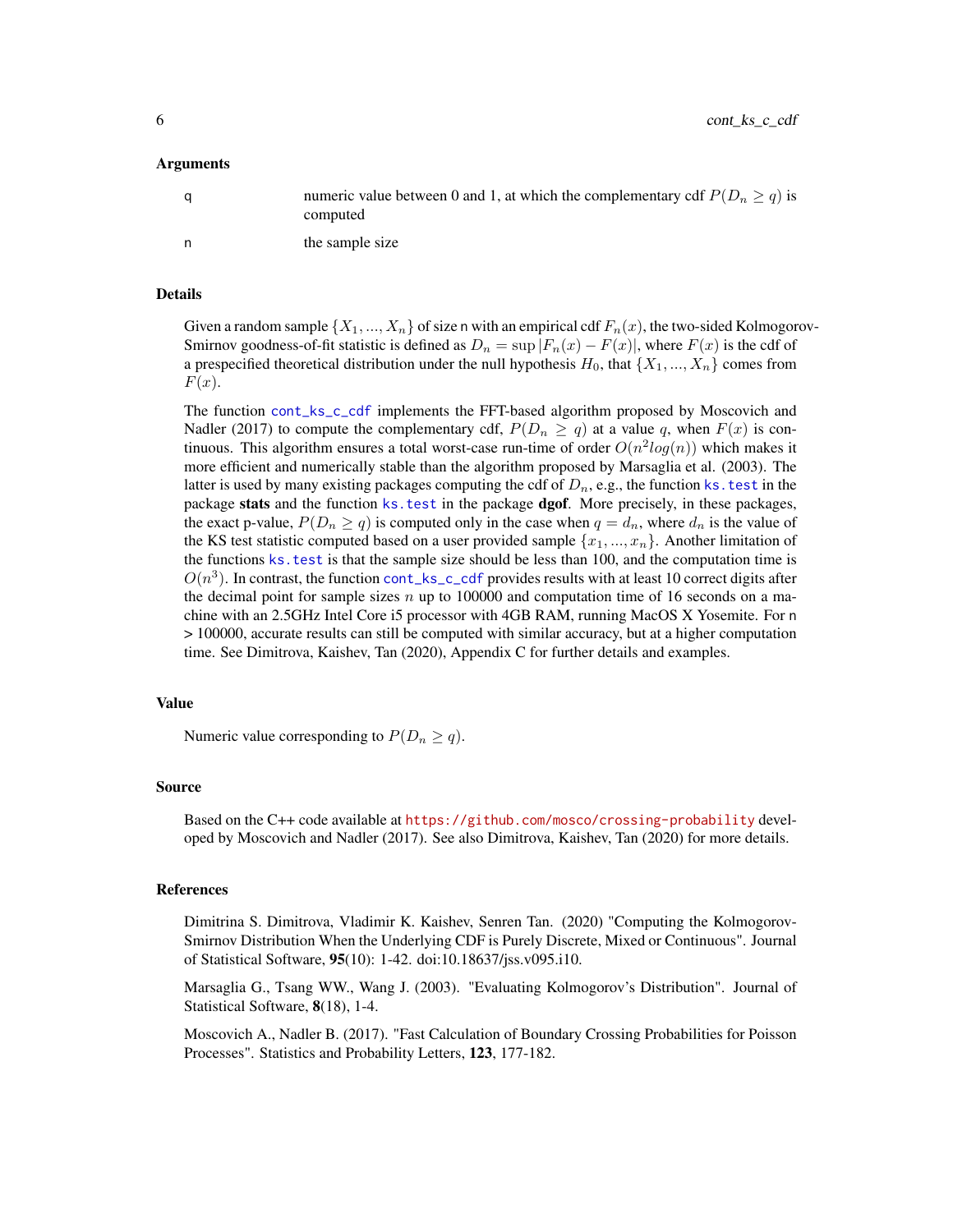### Arguments

| | |
|---|---|
| q | numeric value between 0 and 1, at which the complementary cdf $P(D_n \geq q)$ is computed |
| n | the sample size |

### Details

Given a random sample $\{X_1, ..., X_n\}$ of size n with an empirical cdf $F_n(x)$, the two-sided Kolmogorov-Smirnov goodness-of-fit statistic is defined as $D_n = \sup |F_n(x) - F(x)|$, where $F(x)$ is the cdf of a prespecified theoretical distribution under the null hypothesis $H_0$, that $\{X_1, ..., X_n\}$ comes from $F(x)$.

The function cont_ks_c_cdf implements the FFT-based algorithm proposed by Moscovich and Nadler (2017) to compute the complementary cdf, $P(D_n \geq q)$ at a value $q$, when $F(x)$ is continuous. This algorithm ensures a total worst-case run-time of order $O(n^2 log(n))$ which makes it more efficient and numerically stable than the algorithm proposed by Marsaglia et al. (2003). The latter is used by many existing packages computing the cdf of $D_n$, e.g., the function ks.test in the package **stats** and the function ks.test in the package **dgof**. More precisely, in these packages, the exact p-value, $P(D_n \geq q)$ is computed only in the case when $q = d_n$, where $d_n$ is the value of the KS test statistic computed based on a user provided sample $\{x_1, ..., x_n\}$. Another limitation of the functions ks.test is that the sample size should be less than 100, and the computation time is $O(n^3)$. In contrast, the function cont_ks_c_cdf provides results with at least 10 correct digits after the decimal point for sample sizes $n$ up to 100000 and computation time of 16 seconds on a machine with an 2.5GHz Intel Core i5 processor with 4GB RAM, running MacOS X Yosemite. For n > 100000, accurate results can still be computed with similar accuracy, but at a higher computation time. See Dimitrova, Kaishev, Tan (2020), Appendix C for further details and examples.

### Value

Numeric value corresponding to $P(D_n \geq q)$.

### Source

Based on the C++ code available at https://github.com/mosco/crossing-probability developed by Moscovich and Nadler (2017). See also Dimitrova, Kaishev, Tan (2020) for more details.

### References

Dimitrina S. Dimitrova, Vladimir K. Kaishev, Senren Tan. (2020) "Computing the Kolmogorov-Smirnov Distribution When the Underlying CDF is Purely Discrete, Mixed or Continuous". Journal of Statistical Software, **95**(10): 1-42. doi:10.18637/jss.v095.i10.

Marsaglia G., Tsang WW., Wang J. (2003). "Evaluating Kolmogorov's Distribution". Journal of Statistical Software, **8**(18), 1-4.

Moscovich A., Nadler B. (2017). "Fast Calculation of Boundary Crossing Probabilities for Poisson Processes". Statistics and Probability Letters, **123**, 177-182.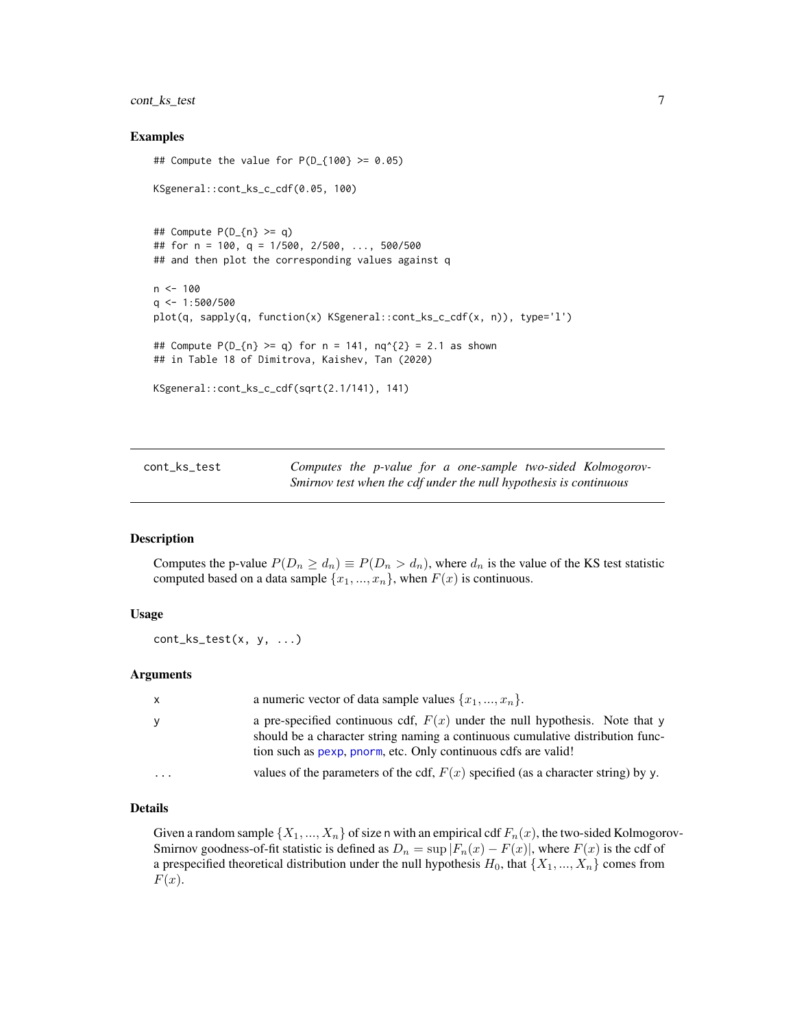### Examples

```
## Compute the value for P(D_{100} >= 0.05)

KSgeneral::cont_ks_c_cdf(0.05, 100)


## Compute P(D_{n} >= q)
## for n = 100, q = 1/500, 2/500, ..., 500/500
## and then plot the corresponding values against q

n <- 100
q <- 1:500/500
plot(q, sapply(q, function(x) KSgeneral::cont_ks_c_cdf(x, n)), type='l')

## Compute P(D_{n} >= q) for n = 141, nq^{2} = 2.1 as shown
## in Table 18 of Dimitrova, Kaishev, Tan (2020)

KSgeneral::cont_ks_c_cdf(sqrt(2.1/141), 141)
```

---

## cont_ks_test

*Computes the p-value for a one-sample two-sided Kolmogorov-Smirnov test when the cdf under the null hypothesis is continuous*

### Description

Computes the p-value $P(D_n \geq d_n) \equiv P(D_n > d_n)$, where $d_n$ is the value of the KS test statistic computed based on a data sample $\{x_1, ..., x_n\}$, when $F(x)$ is continuous.

### Usage

```
cont_ks_test(x, y, ...)
```

### Arguments

| | |
|---|---|
| x | a numeric vector of data sample values $\{x_1, ..., x_n\}$. |
| y | a pre-specified continuous cdf, $F(x)$ under the null hypothesis. Note that y should be a character string naming a continuous cumulative distribution function such as pexp, pnorm, etc. Only continuous cdfs are valid! |
| ... | values of the parameters of the cdf, $F(x)$ specified (as a character string) by y. |

### Details

Given a random sample $\{X_1, ..., X_n\}$ of size n with an empirical cdf $F_n(x)$, the two-sided Kolmogorov-Smirnov goodness-of-fit statistic is defined as $D_n = \sup |F_n(x) - F(x)|$, where $F(x)$ is the cdf of a prespecified theoretical distribution under the null hypothesis $H_0$, that $\{X_1, ..., X_n\}$ comes from $F(x)$.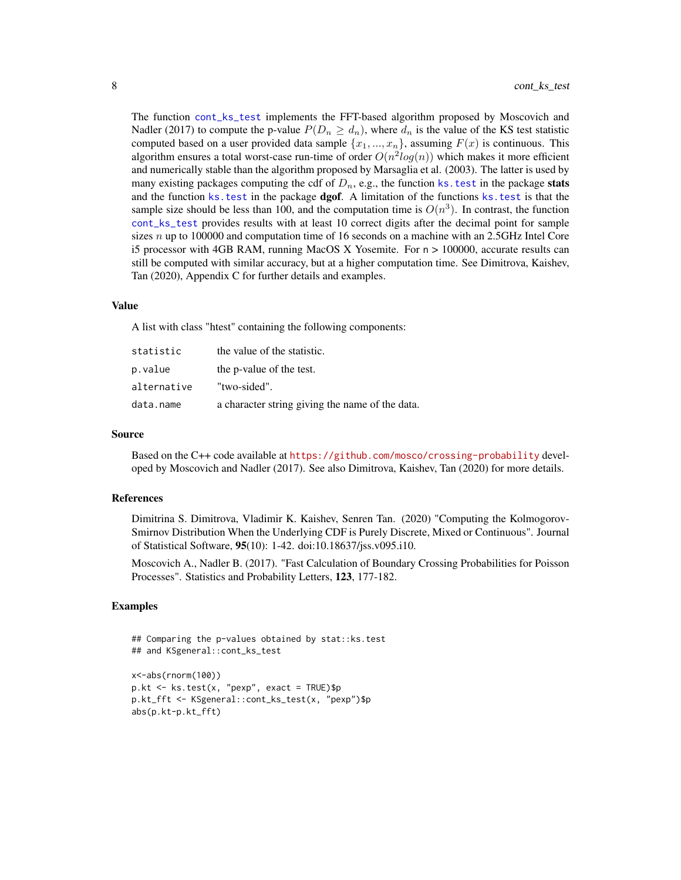The function `cont_ks_test` implements the FFT-based algorithm proposed by Moscovich and Nadler (2017) to compute the p-value $P(D_n \geq d_n)$, where $d_n$ is the value of the KS test statistic computed based on a user provided data sample $\{x_1, ..., x_n\}$, assuming $F(x)$ is continuous. This algorithm ensures a total worst-case run-time of order $O(n^2 log(n))$ which makes it more efficient and numerically stable than the algorithm proposed by Marsaglia et al. (2003). The latter is used by many existing packages computing the cdf of $D_n$, e.g., the function `ks.test` in the package **stats** and the function `ks.test` in the package **dgof**. A limitation of the functions `ks.test` is that the sample size should be less than 100, and the computation time is $O(n^3)$. In contrast, the function `cont_ks_test` provides results with at least 10 correct digits after the decimal point for sample sizes $n$ up to 100000 and computation time of 16 seconds on a machine with an 2.5GHz Intel Core i5 processor with 4GB RAM, running MacOS X Yosemite. For n > 100000, accurate results can still be computed with similar accuracy, but at a higher computation time. See Dimitrova, Kaishev, Tan (2020), Appendix C for further details and examples.

## Value

A list with class "htest" containing the following components:

| | |
|---|---|
| `statistic` | the value of the statistic. |
| `p.value` | the p-value of the test. |
| `alternative` | "two-sided". |
| `data.name` | a character string giving the name of the data. |

## Source

Based on the C++ code available at https://github.com/mosco/crossing-probability developed by Moscovich and Nadler (2017). See also Dimitrova, Kaishev, Tan (2020) for more details.

## References

Dimitrina S. Dimitrova, Vladimir K. Kaishev, Senren Tan. (2020) "Computing the Kolmogorov-Smirnov Distribution When the Underlying CDF is Purely Discrete, Mixed or Continuous". Journal of Statistical Software, **95**(10): 1-42. doi:10.18637/jss.v095.i10.

Moscovich A., Nadler B. (2017). "Fast Calculation of Boundary Crossing Probabilities for Poisson Processes". Statistics and Probability Letters, **123**, 177-182.

## Examples

```
## Comparing the p-values obtained by stat::ks.test
## and KSgeneral::cont_ks_test

x<-abs(rnorm(100))
p.kt <- ks.test(x, "pexp", exact = TRUE)$p
p.kt_fft <- KSgeneral::cont_ks_test(x, "pexp")$p
abs(p.kt-p.kt_fft)
```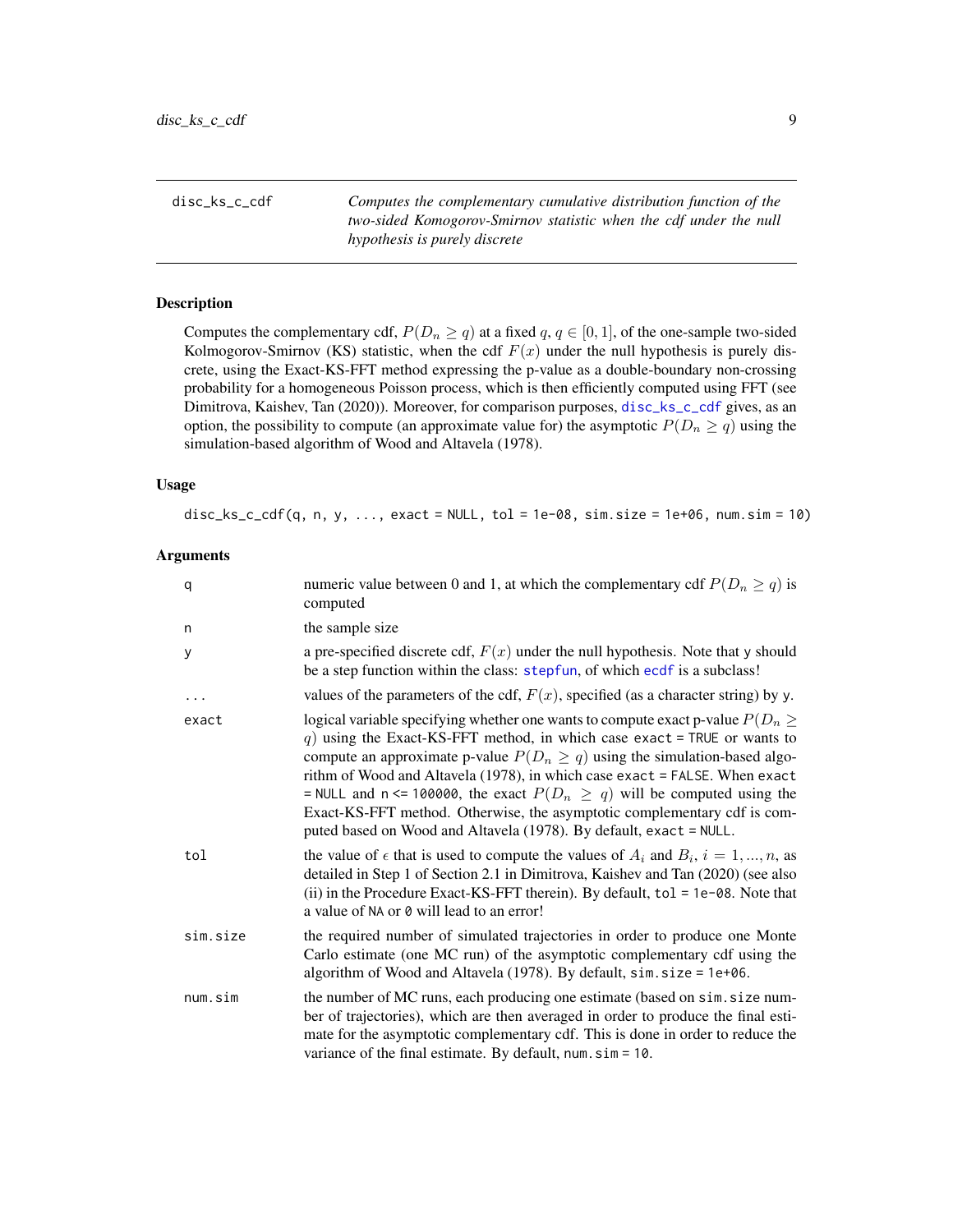disc_ks_c_cdf — *Computes the complementary cumulative distribution function of the two-sided Komogorov-Smirnov statistic when the cdf under the null hypothesis is purely discrete*

## Description

Computes the complementary cdf, $P(D_n \geq q)$ at a fixed $q$, $q \in [0, 1]$, of the one-sample two-sided Kolmogorov-Smirnov (KS) statistic, when the cdf $F(x)$ under the null hypothesis is purely discrete, using the Exact-KS-FFT method expressing the p-value as a double-boundary non-crossing probability for a homogeneous Poisson process, which is then efficiently computed using FFT (see Dimitrova, Kaishev, Tan (2020)). Moreover, for comparison purposes, disc_ks_c_cdf gives, as an option, the possibility to compute (an approximate value for) the asymptotic $P(D_n \geq q)$ using the simulation-based algorithm of Wood and Altavela (1978).

## Usage

```
disc_ks_c_cdf(q, n, y, ..., exact = NULL, tol = 1e-08, sim.size = 1e+06, num.sim = 10)
```

## Arguments

| | |
|---|---|
| q | numeric value between 0 and 1, at which the complementary cdf $P(D_n \geq q)$ is computed |
| n | the sample size |
| y | a pre-specified discrete cdf, $F(x)$ under the null hypothesis. Note that y should be a step function within the class: stepfun, of which ecdf is a subclass! |
| ... | values of the parameters of the cdf, $F(x)$, specified (as a character string) by y. |
| exact | logical variable specifying whether one wants to compute exact p-value $P(D_n \geq q)$ using the Exact-KS-FFT method, in which case exact = TRUE or wants to compute an approximate p-value $P(D_n \geq q)$ using the simulation-based algorithm of Wood and Altavela (1978), in which case exact = FALSE. When exact = NULL and n <= 100000, the exact $P(D_n \geq q)$ will be computed using the Exact-KS-FFT method. Otherwise, the asymptotic complementary cdf is computed based on Wood and Altavela (1978). By default, exact = NULL. |
| tol | the value of $\epsilon$ that is used to compute the values of $A_i$ and $B_i$, $i = 1, ..., n$, as detailed in Step 1 of Section 2.1 in Dimitrova, Kaishev and Tan (2020) (see also (ii) in the Procedure Exact-KS-FFT therein). By default, tol = 1e-08. Note that a value of NA or 0 will lead to an error! |
| sim.size | the required number of simulated trajectories in order to produce one Monte Carlo estimate (one MC run) of the asymptotic complementary cdf using the algorithm of Wood and Altavela (1978). By default, sim.size = 1e+06. |
| num.sim | the number of MC runs, each producing one estimate (based on sim.size number of trajectories), which are then averaged in order to produce the final estimate for the asymptotic complementary cdf. This is done in order to reduce the variance of the final estimate. By default, num.sim = 10. |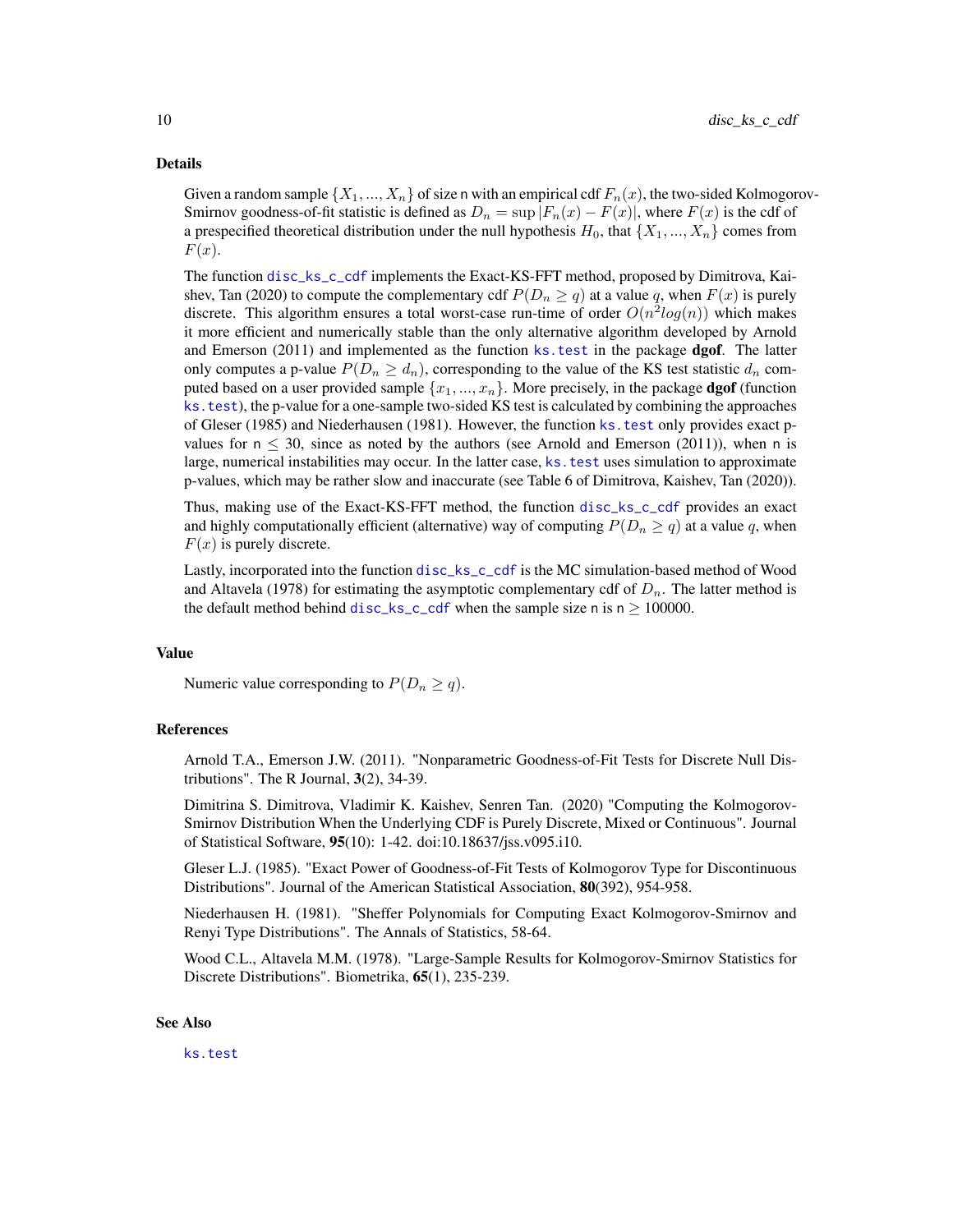## Details

Given a random sample $\{X_1, ..., X_n\}$ of size n with an empirical cdf $F_n(x)$, the two-sided Kolmogorov-Smirnov goodness-of-fit statistic is defined as $D_n = \sup |F_n(x) - F(x)|$, where $F(x)$ is the cdf of a prespecified theoretical distribution under the null hypothesis $H_0$, that $\{X_1, ..., X_n\}$ comes from $F(x)$.

The function disc_ks_c_cdf implements the Exact-KS-FFT method, proposed by Dimitrova, Kaishev, Tan (2020) to compute the complementary cdf $P(D_n \geq q)$ at a value $q$, when $F(x)$ is purely discrete. This algorithm ensures a total worst-case run-time of order $O(n^2 log(n))$ which makes it more efficient and numerically stable than the only alternative algorithm developed by Arnold and Emerson (2011) and implemented as the function ks.test in the package **dgof**. The latter only computes a p-value $P(D_n \geq d_n)$, corresponding to the value of the KS test statistic $d_n$ computed based on a user provided sample $\{x_1, ..., x_n\}$. More precisely, in the package **dgof** (function ks.test), the p-value for a one-sample two-sided KS test is calculated by combining the approaches of Gleser (1985) and Niederhausen (1981). However, the function ks.test only provides exact p-values for $n \leq 30$, since as noted by the authors (see Arnold and Emerson (2011)), when n is large, numerical instabilities may occur. In the latter case, ks.test uses simulation to approximate p-values, which may be rather slow and inaccurate (see Table 6 of Dimitrova, Kaishev, Tan (2020)).

Thus, making use of the Exact-KS-FFT method, the function disc_ks_c_cdf provides an exact and highly computationally efficient (alternative) way of computing $P(D_n \geq q)$ at a value $q$, when $F(x)$ is purely discrete.

Lastly, incorporated into the function disc_ks_c_cdf is the MC simulation-based method of Wood and Altavela (1978) for estimating the asymptotic complementary cdf of $D_n$. The latter method is the default method behind disc_ks_c_cdf when the sample size n is $n \geq 100000$.

## Value

Numeric value corresponding to $P(D_n \geq q)$.

## References

Arnold T.A., Emerson J.W. (2011). "Nonparametric Goodness-of-Fit Tests for Discrete Null Distributions". The R Journal, **3**(2), 34-39.

Dimitrina S. Dimitrova, Vladimir K. Kaishev, Senren Tan. (2020) "Computing the Kolmogorov-Smirnov Distribution When the Underlying CDF is Purely Discrete, Mixed or Continuous". Journal of Statistical Software, **95**(10): 1-42. doi:10.18637/jss.v095.i10.

Gleser L.J. (1985). "Exact Power of Goodness-of-Fit Tests of Kolmogorov Type for Discontinuous Distributions". Journal of the American Statistical Association, **80**(392), 954-958.

Niederhausen H. (1981). "Sheffer Polynomials for Computing Exact Kolmogorov-Smirnov and Renyi Type Distributions". The Annals of Statistics, 58-64.

Wood C.L., Altavela M.M. (1978). "Large-Sample Results for Kolmogorov-Smirnov Statistics for Discrete Distributions". Biometrika, **65**(1), 235-239.

## See Also

ks.test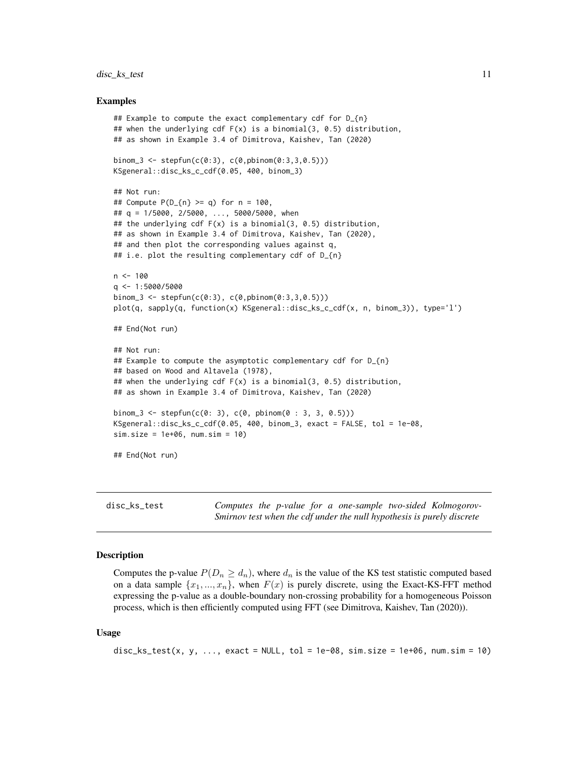### Examples

```
## Example to compute the exact complementary cdf for D_{n}
## when the underlying cdf F(x) is a binomial(3, 0.5) distribution,
## as shown in Example 3.4 of Dimitrova, Kaishev, Tan (2020)

binom_3 <- stepfun(c(0:3), c(0,pbinom(0:3,3,0.5)))
KSgeneral::disc_ks_c_cdf(0.05, 400, binom_3)

## Not run:
## Compute P(D_{n} >= q) for n = 100,
## q = 1/5000, 2/5000, ..., 5000/5000, when
## the underlying cdf F(x) is a binomial(3, 0.5) distribution,
## as shown in Example 3.4 of Dimitrova, Kaishev, Tan (2020),
## and then plot the corresponding values against q,
## i.e. plot the resulting complementary cdf of D_{n}

n <- 100
q <- 1:5000/5000
binom_3 <- stepfun(c(0:3), c(0,pbinom(0:3,3,0.5)))
plot(q, sapply(q, function(x) KSgeneral::disc_ks_c_cdf(x, n, binom_3)), type='l')

## End(Not run)

## Not run:
## Example to compute the asymptotic complementary cdf for D_{n}
## based on Wood and Altavela (1978),
## when the underlying cdf F(x) is a binomial(3, 0.5) distribution,
## as shown in Example 3.4 of Dimitrova, Kaishev, Tan (2020)

binom_3 <- stepfun(c(0: 3), c(0, pbinom(0 : 3, 3, 0.5)))
KSgeneral::disc_ks_c_cdf(0.05, 400, binom_3, exact = FALSE, tol = 1e-08,
sim.size = 1e+06, num.sim = 10)

## End(Not run)
```

---

## disc_ks_test

*Computes the p-value for a one-sample two-sided Kolmogorov-Smirnov test when the cdf under the null hypothesis is purely discrete*

---

### Description

Computes the p-value $P(D_n \geq d_n)$, where $d_n$ is the value of the KS test statistic computed based on a data sample $\{x_1, ..., x_n\}$, when $F(x)$ is purely discrete, using the Exact-KS-FFT method expressing the p-value as a double-boundary non-crossing probability for a homogeneous Poisson process, which is then efficiently computed using FFT (see Dimitrova, Kaishev, Tan (2020)).

### Usage

```
disc_ks_test(x, y, ..., exact = NULL, tol = 1e-08, sim.size = 1e+06, num.sim = 10)
```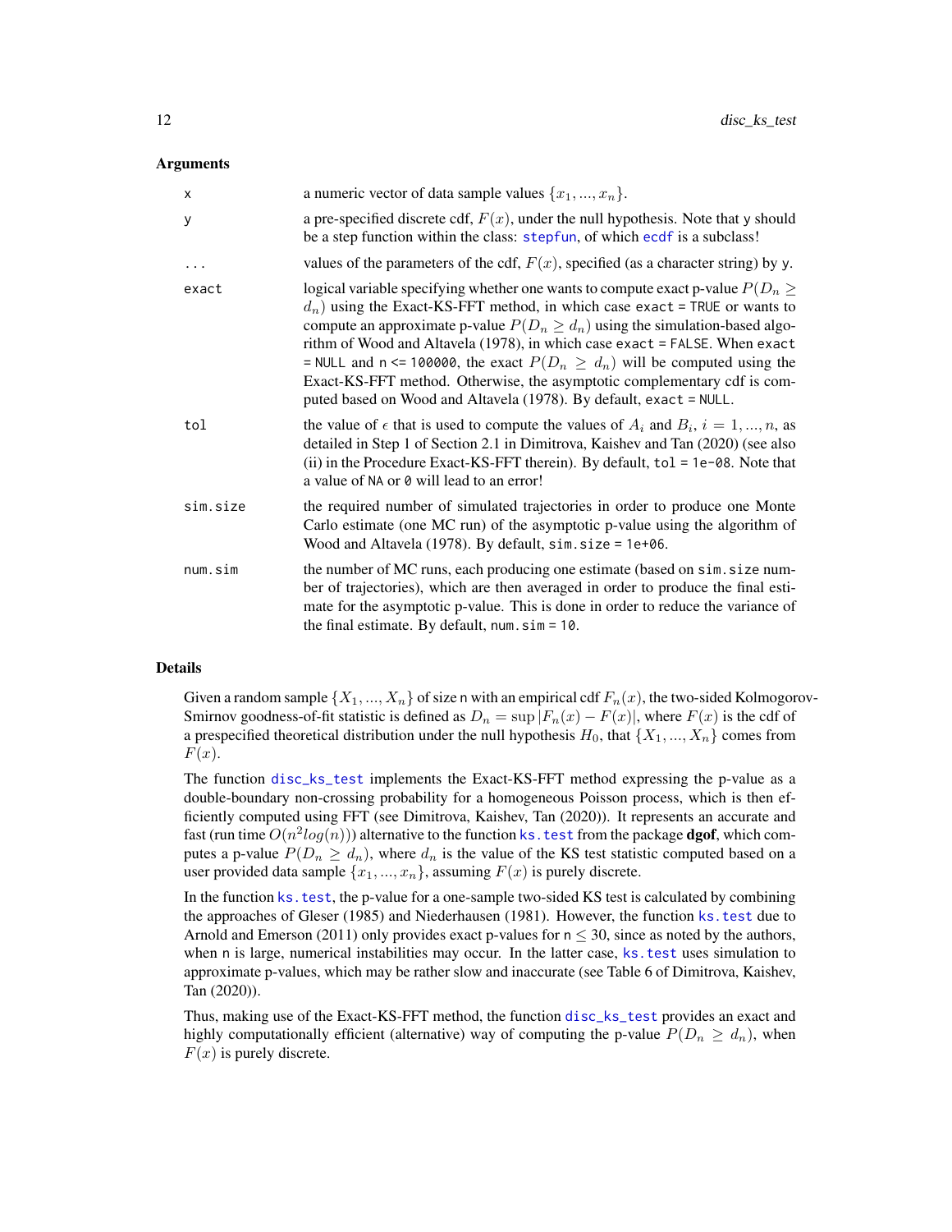## Arguments

| | |
|---|---|
| x | a numeric vector of data sample values $\{x_1, ..., x_n\}$. |
| y | a pre-specified discrete cdf, $F(x)$, under the null hypothesis. Note that y should be a step function within the class: stepfun, of which ecdf is a subclass! |
| ... | values of the parameters of the cdf, $F(x)$, specified (as a character string) by y. |
| exact | logical variable specifying whether one wants to compute exact p-value $P(D_n \geq d_n)$ using the Exact-KS-FFT method, in which case exact = TRUE or wants to compute an approximate p-value $P(D_n \geq d_n)$ using the simulation-based algorithm of Wood and Altavela (1978), in which case exact = FALSE. When exact = NULL and n <= 100000, the exact $P(D_n \geq d_n)$ will be computed using the Exact-KS-FFT method. Otherwise, the asymptotic complementary cdf is computed based on Wood and Altavela (1978). By default, exact = NULL. |
| tol | the value of $\epsilon$ that is used to compute the values of $A_i$ and $B_i$, $i = 1, ..., n$, as detailed in Step 1 of Section 2.1 in Dimitrova, Kaishev and Tan (2020) (see also (ii) in the Procedure Exact-KS-FFT therein). By default, tol = 1e-08. Note that a value of NA or 0 will lead to an error! |
| sim.size | the required number of simulated trajectories in order to produce one Monte Carlo estimate (one MC run) of the asymptotic p-value using the algorithm of Wood and Altavela (1978). By default, sim.size = 1e+06. |
| num.sim | the number of MC runs, each producing one estimate (based on sim.size number of trajectories), which are then averaged in order to produce the final estimate for the asymptotic p-value. This is done in order to reduce the variance of the final estimate. By default, num.sim = 10. |

## Details

Given a random sample $\{X_1, ..., X_n\}$ of size n with an empirical cdf $F_n(x)$, the two-sided Kolmogorov-Smirnov goodness-of-fit statistic is defined as $D_n = \sup |F_n(x) - F(x)|$, where $F(x)$ is the cdf of a prespecified theoretical distribution under the null hypothesis $H_0$, that $\{X_1, ..., X_n\}$ comes from $F(x)$.

The function disc_ks_test implements the Exact-KS-FFT method expressing the p-value as a double-boundary non-crossing probability for a homogeneous Poisson process, which is then efficiently computed using FFT (see Dimitrova, Kaishev, Tan (2020)). It represents an accurate and fast (run time $O(n^2 log(n))$) alternative to the function ks.test from the package **dgof**, which computes a p-value $P(D_n \geq d_n)$, where $d_n$ is the value of the KS test statistic computed based on a user provided data sample $\{x_1, ..., x_n\}$, assuming $F(x)$ is purely discrete.

In the function ks.test, the p-value for a one-sample two-sided KS test is calculated by combining the approaches of Gleser (1985) and Niederhausen (1981). However, the function ks.test due to Arnold and Emerson (2011) only provides exact p-values for n $\leq$ 30, since as noted by the authors, when n is large, numerical instabilities may occur. In the latter case, ks.test uses simulation to approximate p-values, which may be rather slow and inaccurate (see Table 6 of Dimitrova, Kaishev, Tan (2020)).

Thus, making use of the Exact-KS-FFT method, the function disc_ks_test provides an exact and highly computationally efficient (alternative) way of computing the p-value $P(D_n \geq d_n)$, when $F(x)$ is purely discrete.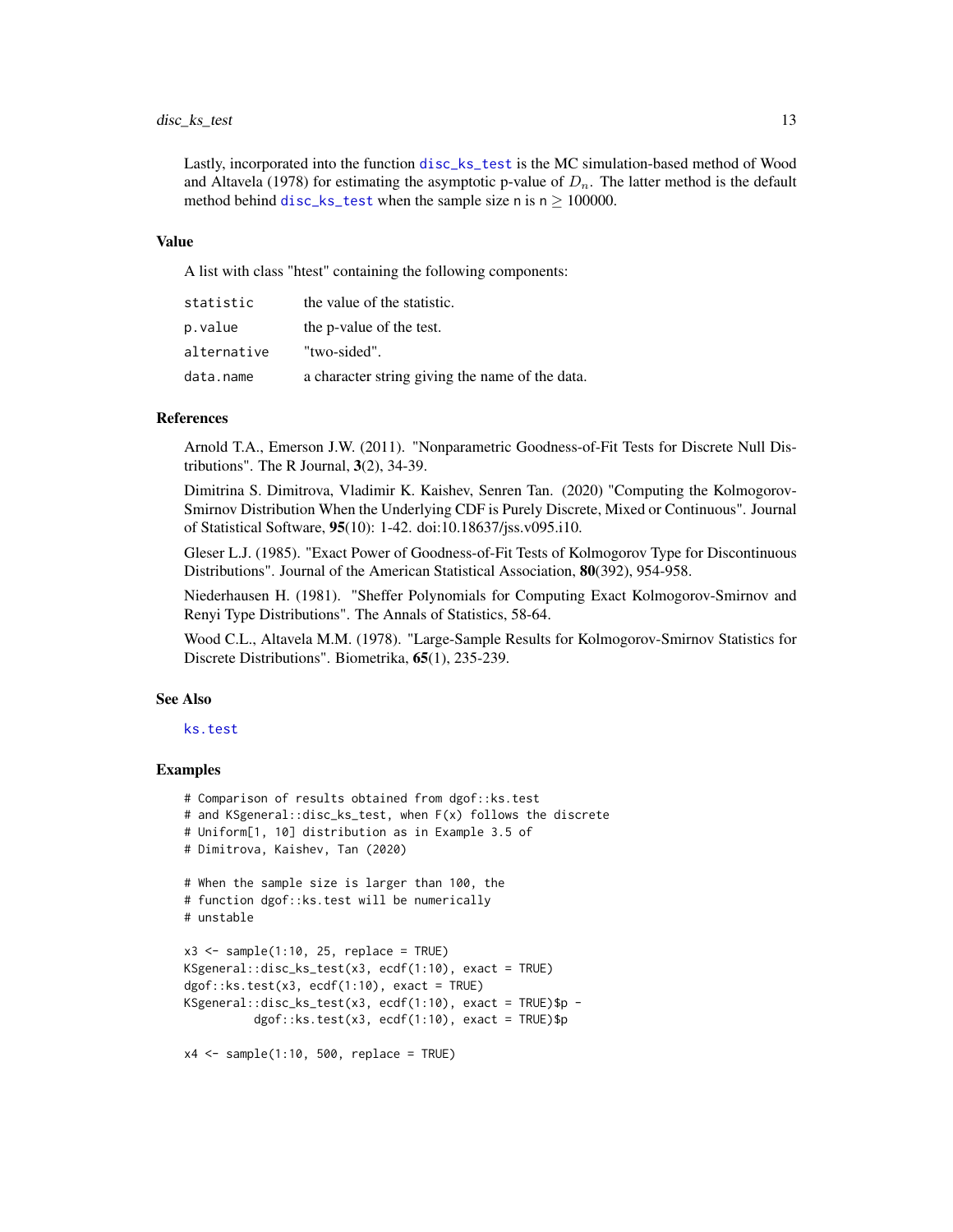Lastly, incorporated into the function `disc_ks_test` is the MC simulation-based method of Wood and Altavela (1978) for estimating the asymptotic p-value of $D_n$. The latter method is the default method behind `disc_ks_test` when the sample size n is $n \geq 100000$.

## Value

A list with class "htest" containing the following components:

| | |
|---|---|
| `statistic` | the value of the statistic. |
| `p.value` | the p-value of the test. |
| `alternative` | "two-sided". |
| `data.name` | a character string giving the name of the data. |

## References

Arnold T.A., Emerson J.W. (2011). "Nonparametric Goodness-of-Fit Tests for Discrete Null Distributions". The R Journal, **3**(2), 34-39.

Dimitrina S. Dimitrova, Vladimir K. Kaishev, Senren Tan. (2020) "Computing the Kolmogorov-Smirnov Distribution When the Underlying CDF is Purely Discrete, Mixed or Continuous". Journal of Statistical Software, **95**(10): 1-42. doi:10.18637/jss.v095.i10.

Gleser L.J. (1985). "Exact Power of Goodness-of-Fit Tests of Kolmogorov Type for Discontinuous Distributions". Journal of the American Statistical Association, **80**(392), 954-958.

Niederhausen H. (1981). "Sheffer Polynomials for Computing Exact Kolmogorov-Smirnov and Renyi Type Distributions". The Annals of Statistics, 58-64.

Wood C.L., Altavela M.M. (1978). "Large-Sample Results for Kolmogorov-Smirnov Statistics for Discrete Distributions". Biometrika, **65**(1), 235-239.

## See Also

`ks.test`

## Examples

```
# Comparison of results obtained from dgof::ks.test
# and KSgeneral::disc_ks_test, when F(x) follows the discrete
# Uniform[1, 10] distribution as in Example 3.5 of
# Dimitrova, Kaishev, Tan (2020)

# When the sample size is larger than 100, the
# function dgof::ks.test will be numerically
# unstable

x3 <- sample(1:10, 25, replace = TRUE)
KSgeneral::disc_ks_test(x3, ecdf(1:10), exact = TRUE)
dgof::ks.test(x3, ecdf(1:10), exact = TRUE)
KSgeneral::disc_ks_test(x3, ecdf(1:10), exact = TRUE)$p -
          dgof::ks.test(x3, ecdf(1:10), exact = TRUE)$p

x4 <- sample(1:10, 500, replace = TRUE)
```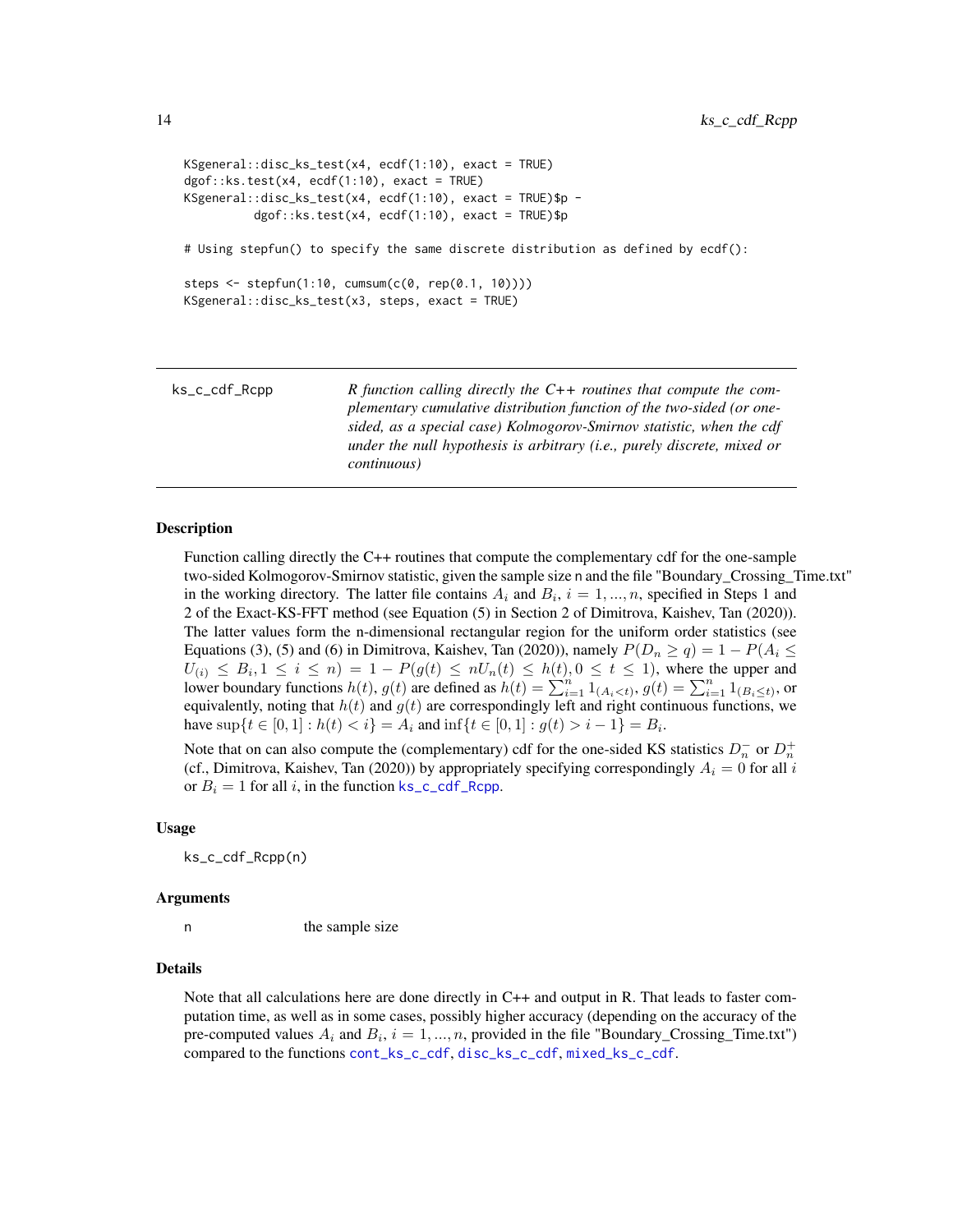```
KSgeneral::disc_ks_test(x4, ecdf(1:10), exact = TRUE)
dgof::ks.test(x4, ecdf(1:10), exact = TRUE)
KSgeneral::disc_ks_test(x4, ecdf(1:10), exact = TRUE)$p -
          dgof::ks.test(x4, ecdf(1:10), exact = TRUE)$p

# Using stepfun() to specify the same discrete distribution as defined by ecdf():

steps <- stepfun(1:10, cumsum(c(0, rep(0.1, 10))))
KSgeneral::disc_ks_test(x3, steps, exact = TRUE)
```

---

ks_c_cdf_Rcpp — *R function calling directly the C++ routines that compute the complementary cumulative distribution function of the two-sided (or one-sided, as a special case) Kolmogorov-Smirnov statistic, when the cdf under the null hypothesis is arbitrary (i.e., purely discrete, mixed or continuous)*

---

## Description

Function calling directly the C++ routines that compute the complementary cdf for the one-sample two-sided Kolmogorov-Smirnov statistic, given the sample size n and the file "Boundary_Crossing_Time.txt" in the working directory. The latter file contains $A_i$ and $B_i$, $i = 1, ..., n$, specified in Steps 1 and 2 of the Exact-KS-FFT method (see Equation (5) in Section 2 of Dimitrova, Kaishev, Tan (2020)). The latter values form the n-dimensional rectangular region for the uniform order statistics (see Equations (3), (5) and (6) in Dimitrova, Kaishev, Tan (2020)), namely $P(D_n \geq q) = 1 - P(A_i \leq U_{(i)} \leq B_i, 1 \leq i \leq n) = 1 - P(g(t) \leq nU_n(t) \leq h(t), 0 \leq t \leq 1)$, where the upper and lower boundary functions $h(t)$, $g(t)$ are defined as $h(t) = \sum_{i=1}^{n} 1_{(A_i < t)}$, $g(t) = \sum_{i=1}^{n} 1_{(B_i \leq t)}$, or equivalently, noting that $h(t)$ and $g(t)$ are correspondingly left and right continuous functions, we have $\sup\{t \in [0,1] : h(t) < i\} = A_i$ and $\inf\{t \in [0,1] : g(t) > i-1\} = B_i$.

Note that on can also compute the (complementary) cdf for the one-sided KS statistics $D_n^-$ or $D_n^+$ (cf., Dimitrova, Kaishev, Tan (2020)) by appropriately specifying correspondingly $A_i = 0$ for all $i$ or $B_i = 1$ for all $i$, in the function ks_c_cdf_Rcpp.

## Usage

```
ks_c_cdf_Rcpp(n)
```

## Arguments

| | |
|---|---|
| n | the sample size |

## Details

Note that all calculations here are done directly in C++ and output in R. That leads to faster computation time, as well as in some cases, possibly higher accuracy (depending on the accuracy of the pre-computed values $A_i$ and $B_i$, $i = 1, ..., n$, provided in the file "Boundary_Crossing_Time.txt") compared to the functions cont_ks_c_cdf, disc_ks_c_cdf, mixed_ks_c_cdf.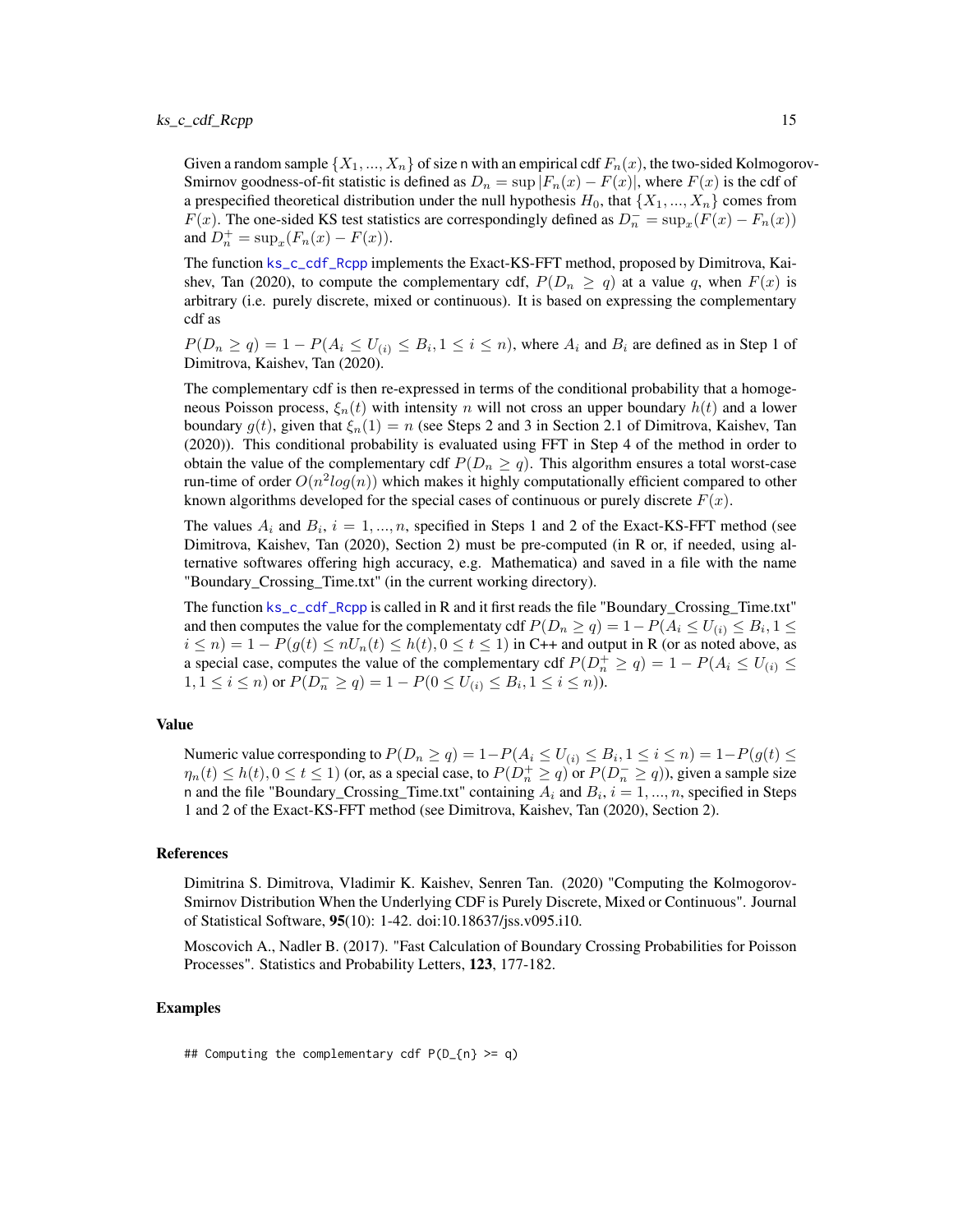Given a random sample $\{X_1, ..., X_n\}$ of size n with an empirical cdf $F_n(x)$, the two-sided Kolmogorov-Smirnov goodness-of-fit statistic is defined as $D_n = \sup |F_n(x) - F(x)|$, where $F(x)$ is the cdf of a prespecified theoretical distribution under the null hypothesis $H_0$, that $\{X_1, ..., X_n\}$ comes from $F(x)$. The one-sided KS test statistics are correspondingly defined as $D_n^- = \sup_x (F(x) - F_n(x))$ and $D_n^+ = \sup_x (F_n(x) - F(x))$.

The function ks_c_cdf_Rcpp implements the Exact-KS-FFT method, proposed by Dimitrova, Kaishev, Tan (2020), to compute the complementary cdf, $P(D_n \geq q)$ at a value $q$, when $F(x)$ is arbitrary (i.e. purely discrete, mixed or continuous). It is based on expressing the complementary cdf as

$P(D_n \geq q) = 1 - P(A_i \leq U_{(i)} \leq B_i, 1 \leq i \leq n)$, where $A_i$ and $B_i$ are defined as in Step 1 of Dimitrova, Kaishev, Tan (2020).

The complementary cdf is then re-expressed in terms of the conditional probability that a homogeneous Poisson process, $\xi_n(t)$ with intensity $n$ will not cross an upper boundary $h(t)$ and a lower boundary $g(t)$, given that $\xi_n(1) = n$ (see Steps 2 and 3 in Section 2.1 of Dimitrova, Kaishev, Tan (2020)). This conditional probability is evaluated using FFT in Step 4 of the method in order to obtain the value of the complementary cdf $P(D_n \geq q)$. This algorithm ensures a total worst-case run-time of order $O(n^2 log(n))$ which makes it highly computationally efficient compared to other known algorithms developed for the special cases of continuous or purely discrete $F(x)$.

The values $A_i$ and $B_i$, $i = 1, ..., n$, specified in Steps 1 and 2 of the Exact-KS-FFT method (see Dimitrova, Kaishev, Tan (2020), Section 2) must be pre-computed (in R or, if needed, using alternative softwares offering high accuracy, e.g. Mathematica) and saved in a file with the name "Boundary_Crossing_Time.txt" (in the current working directory).

The function ks_c_cdf_Rcpp is called in R and it first reads the file "Boundary_Crossing_Time.txt" and then computes the value for the complementaty cdf $P(D_n \geq q) = 1 - P(A_i \leq U_{(i)} \leq B_i, 1 \leq i \leq n) = 1 - P(g(t) \leq nU_n(t) \leq h(t), 0 \leq t \leq 1)$ in C++ and output in R (or as noted above, as a special case, computes the value of the complementary cdf $P(D_n^+ \geq q) = 1 - P(A_i \leq U_{(i)} \leq 1, 1 \leq i \leq n)$ or $P(D_n^- \geq q) = 1 - P(0 \leq U_{(i)} \leq B_i, 1 \leq i \leq n)$).

## Value

Numeric value corresponding to $P(D_n \geq q) = 1 - P(A_i \leq U_{(i)} \leq B_i, 1 \leq i \leq n) = 1 - P(g(t) \leq \eta_n(t) \leq h(t), 0 \leq t \leq 1)$ (or, as a special case, to $P(D_n^+ \geq q)$ or $P(D_n^- \geq q)$), given a sample size n and the file "Boundary_Crossing_Time.txt" containing $A_i$ and $B_i$, $i = 1, ..., n$, specified in Steps 1 and 2 of the Exact-KS-FFT method (see Dimitrova, Kaishev, Tan (2020), Section 2).

## References

Dimitrina S. Dimitrova, Vladimir K. Kaishev, Senren Tan. (2020) "Computing the Kolmogorov-Smirnov Distribution When the Underlying CDF is Purely Discrete, Mixed or Continuous". Journal of Statistical Software, **95**(10): 1-42. doi:10.18637/jss.v095.i10.

Moscovich A., Nadler B. (2017). "Fast Calculation of Boundary Crossing Probabilities for Poisson Processes". Statistics and Probability Letters, **123**, 177-182.

## Examples

```
## Computing the complementary cdf P(D_{n} >= q)
```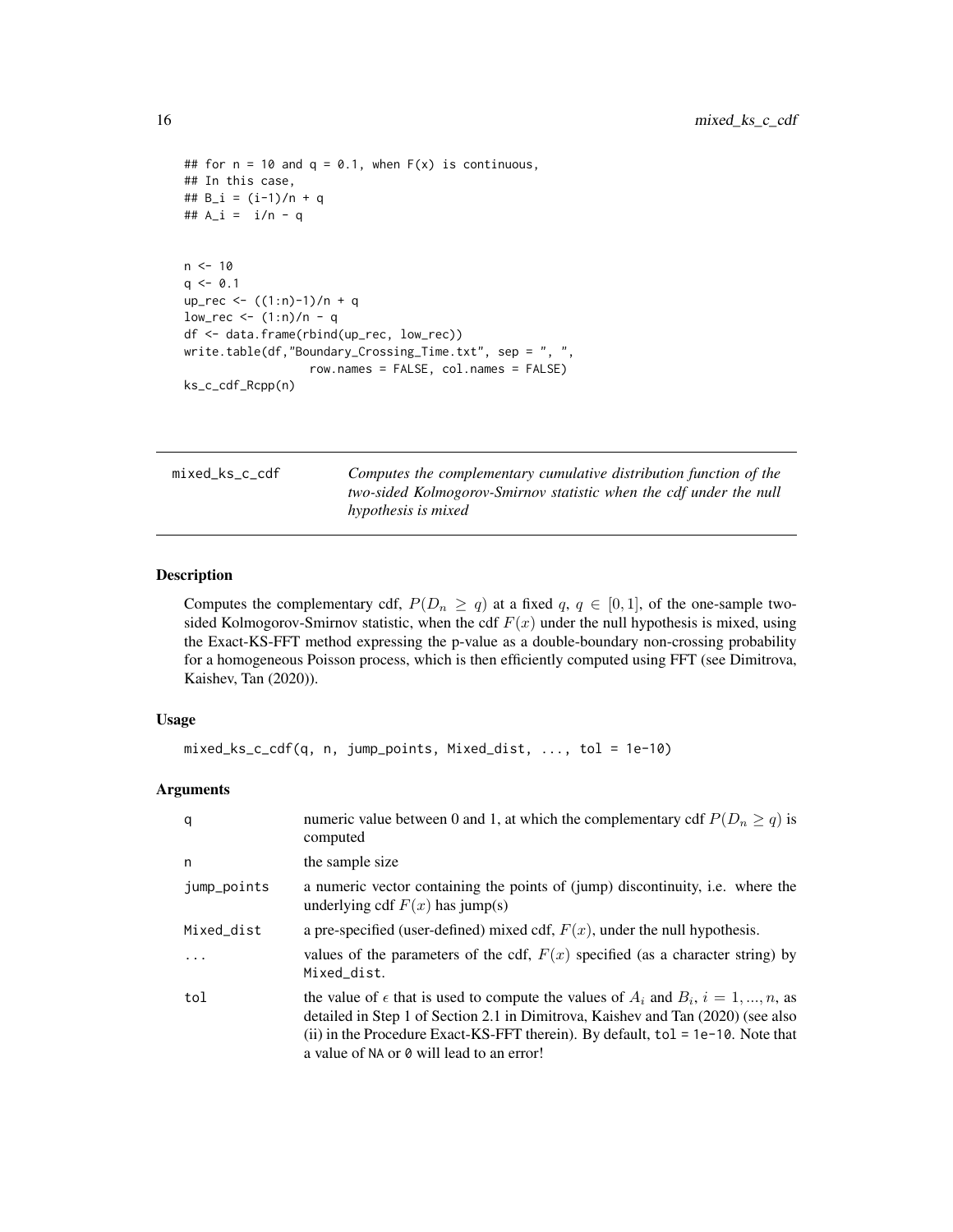```
## for n = 10 and q = 0.1, when F(x) is continuous,
## In this case,
## B_i = (i-1)/n + q
## A_i =  i/n - q


n <- 10
q <- 0.1
up_rec <- ((1:n)-1)/n + q
low_rec <- (1:n)/n - q
df <- data.frame(rbind(up_rec, low_rec))
write.table(df,"Boundary_Crossing_Time.txt", sep = ", ",
                    row.names = FALSE, col.names = FALSE)
ks_c_cdf_Rcpp(n)
```

## mixed_ks_c_cdf

*Computes the complementary cumulative distribution function of the two-sided Kolmogorov-Smirnov statistic when the cdf under the null hypothesis is mixed*

### Description

Computes the complementary cdf, $P(D_n \geq q)$ at a fixed $q$, $q \in [0,1]$, of the one-sample two-sided Kolmogorov-Smirnov statistic, when the cdf $F(x)$ under the null hypothesis is mixed, using the Exact-KS-FFT method expressing the p-value as a double-boundary non-crossing probability for a homogeneous Poisson process, which is then efficiently computed using FFT (see Dimitrova, Kaishev, Tan (2020)).

### Usage

```
mixed_ks_c_cdf(q, n, jump_points, Mixed_dist, ..., tol = 1e-10)
```

### Arguments

| | |
|---|---|
| q | numeric value between 0 and 1, at which the complementary cdf $P(D_n \geq q)$ is computed |
| n | the sample size |
| jump_points | a numeric vector containing the points of (jump) discontinuity, i.e. where the underlying cdf $F(x)$ has jump(s) |
| Mixed_dist | a pre-specified (user-defined) mixed cdf, $F(x)$, under the null hypothesis. |
| ... | values of the parameters of the cdf, $F(x)$ specified (as a character string) by Mixed_dist. |
| tol | the value of $\epsilon$ that is used to compute the values of $A_i$ and $B_i$, $i = 1, ..., n$, as detailed in Step 1 of Section 2.1 in Dimitrova, Kaishev and Tan (2020) (see also (ii) in the Procedure Exact-KS-FFT therein). By default, tol = 1e-10. Note that a value of NA or 0 will lead to an error! |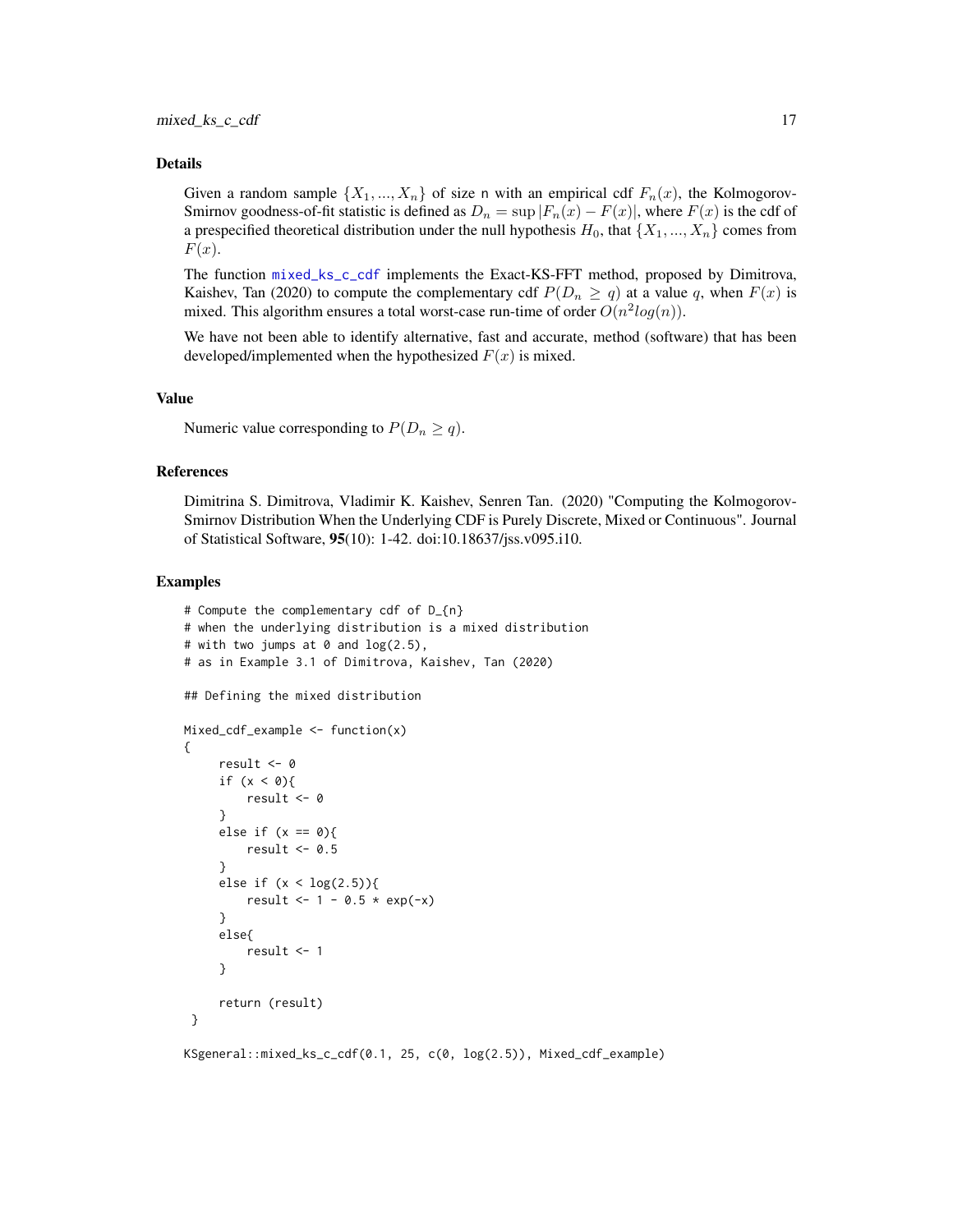## Details

Given a random sample $\{X_1, ..., X_n\}$ of size n with an empirical cdf $F_n(x)$, the Kolmogorov-Smirnov goodness-of-fit statistic is defined as $D_n = \sup |F_n(x) - F(x)|$, where $F(x)$ is the cdf of a prespecified theoretical distribution under the null hypothesis $H_0$, that $\{X_1, ..., X_n\}$ comes from $F(x)$.

The function mixed_ks_c_cdf implements the Exact-KS-FFT method, proposed by Dimitrova, Kaishev, Tan (2020) to compute the complementary cdf $P(D_n \geq q)$ at a value $q$, when $F(x)$ is mixed. This algorithm ensures a total worst-case run-time of order $O(n^2 log(n))$.

We have not been able to identify alternative, fast and accurate, method (software) that has been developed/implemented when the hypothesized $F(x)$ is mixed.

## Value

Numeric value corresponding to $P(D_n \geq q)$.

## References

Dimitrina S. Dimitrova, Vladimir K. Kaishev, Senren Tan. (2020) "Computing the Kolmogorov-Smirnov Distribution When the Underlying CDF is Purely Discrete, Mixed or Continuous". Journal of Statistical Software, **95**(10): 1-42. doi:10.18637/jss.v095.i10.

## Examples

```
# Compute the complementary cdf of D_{n}
# when the underlying distribution is a mixed distribution
# with two jumps at 0 and log(2.5),
# as in Example 3.1 of Dimitrova, Kaishev, Tan (2020)

## Defining the mixed distribution

Mixed_cdf_example <- function(x)
{
     result <- 0
     if (x < 0){
         result <- 0
     }
     else if (x == 0){
         result <- 0.5
     }
     else if (x < log(2.5)){
         result <- 1 - 0.5 * exp(-x)
     }
     else{
         result <- 1
     }

     return (result)
 }

KSgeneral::mixed_ks_c_cdf(0.1, 25, c(0, log(2.5)), Mixed_cdf_example)
```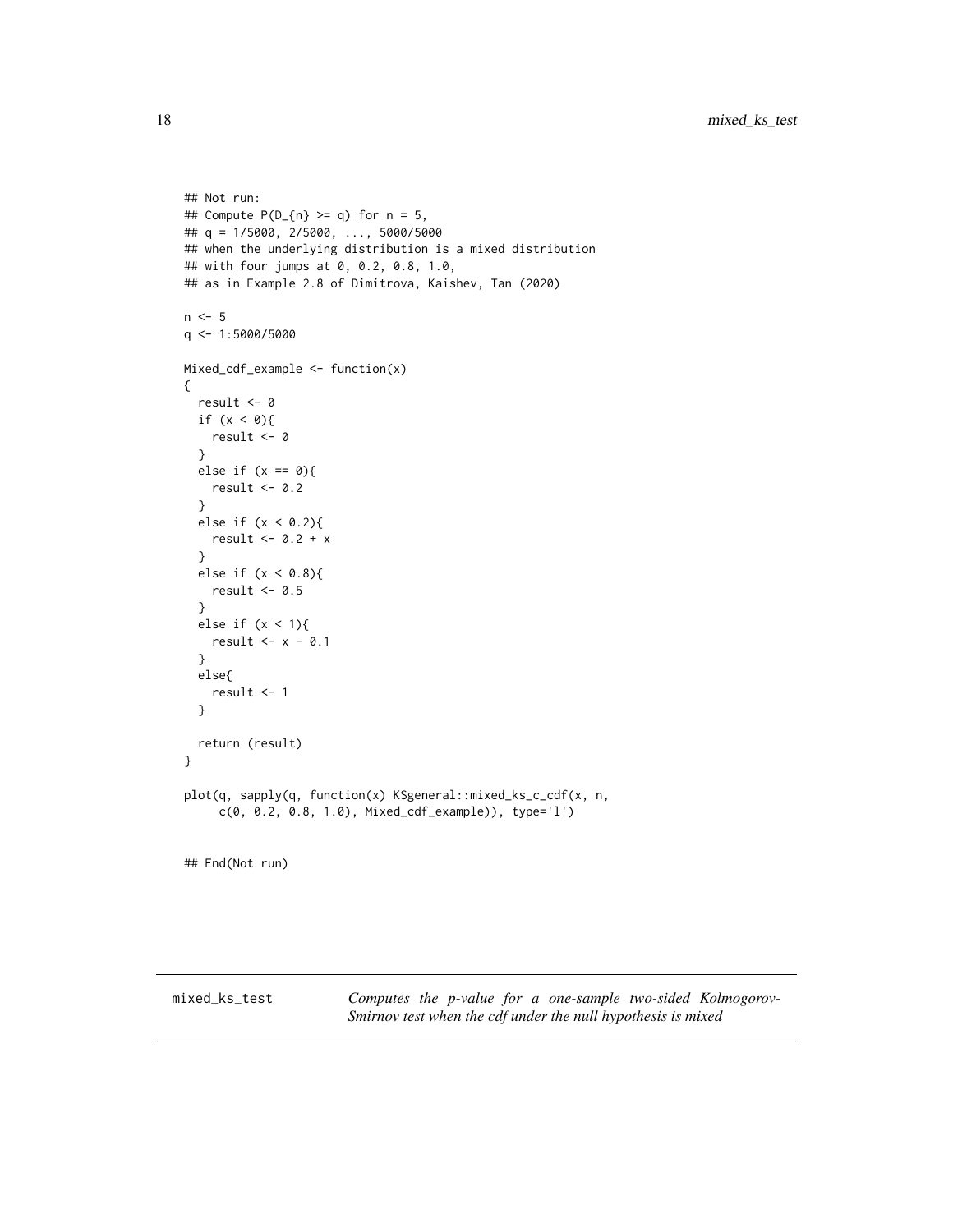```
## Not run:
## Compute P(D_{n} >= q) for n = 5,
## q = 1/5000, 2/5000, ..., 5000/5000
## when the underlying distribution is a mixed distribution
## with four jumps at 0, 0.2, 0.8, 1.0,
## as in Example 2.8 of Dimitrova, Kaishev, Tan (2020)

n <- 5
q <- 1:5000/5000

Mixed_cdf_example <- function(x)
{
  result <- 0
  if (x < 0){
    result <- 0
  }
  else if (x == 0){
    result <- 0.2
  }
  else if (x < 0.2){
    result <- 0.2 + x
  }
  else if (x < 0.8){
    result <- 0.5
  }
  else if (x < 1){
    result <- x - 0.1
  }
  else{
    result <- 1
  }

  return (result)
}

plot(q, sapply(q, function(x) KSgeneral::mixed_ks_c_cdf(x, n,
     c(0, 0.2, 0.8, 1.0), Mixed_cdf_example)), type='l')


## End(Not run)
```

---

`mixed_ks_test` *Computes the p-value for a one-sample two-sided Kolmogorov-Smirnov test when the cdf under the null hypothesis is mixed*

---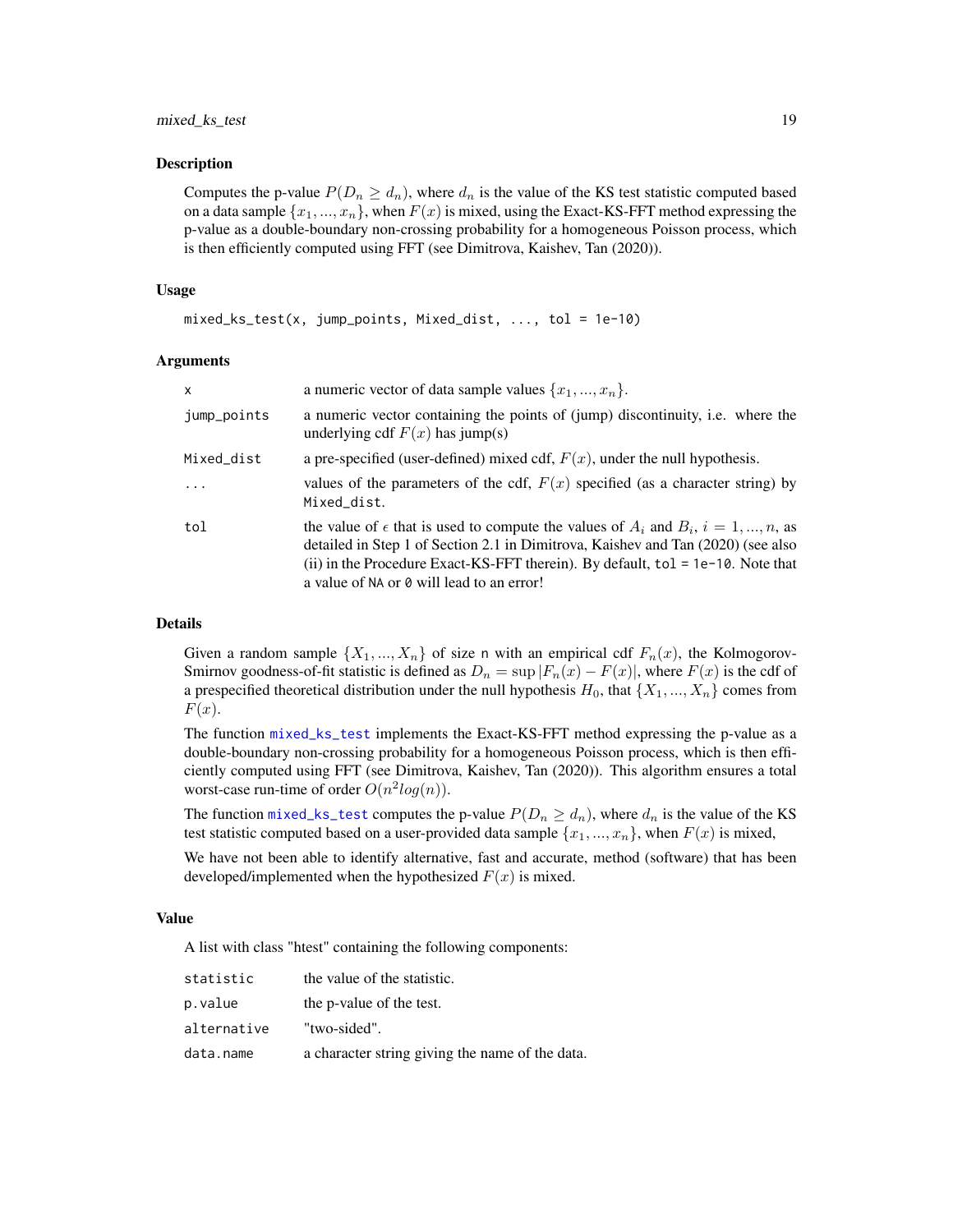### Description

Computes the p-value $P(D_n \geq d_n)$, where $d_n$ is the value of the KS test statistic computed based on a data sample $\{x_1, ..., x_n\}$, when $F(x)$ is mixed, using the Exact-KS-FFT method expressing the p-value as a double-boundary non-crossing probability for a homogeneous Poisson process, which is then efficiently computed using FFT (see Dimitrova, Kaishev, Tan (2020)).

### Usage

```
mixed_ks_test(x, jump_points, Mixed_dist, ..., tol = 1e-10)
```

### Arguments

| | |
|---|---|
| `x` | a numeric vector of data sample values $\{x_1, ..., x_n\}$. |
| `jump_points` | a numeric vector containing the points of (jump) discontinuity, i.e. where the underlying cdf $F(x)$ has jump(s) |
| `Mixed_dist` | a pre-specified (user-defined) mixed cdf, $F(x)$, under the null hypothesis. |
| `...` | values of the parameters of the cdf, $F(x)$ specified (as a character string) by `Mixed_dist`. |
| `tol` | the value of $\epsilon$ that is used to compute the values of $A_i$ and $B_i$, $i = 1, ..., n$, as detailed in Step 1 of Section 2.1 in Dimitrova, Kaishev and Tan (2020) (see also (ii) in the Procedure Exact-KS-FFT therein). By default, `tol = 1e-10`. Note that a value of `NA` or `0` will lead to an error! |

### Details

Given a random sample $\{X_1, ..., X_n\}$ of size `n` with an empirical cdf $F_n(x)$, the Kolmogorov-Smirnov goodness-of-fit statistic is defined as $D_n = \sup |F_n(x) - F(x)|$, where $F(x)$ is the cdf of a prespecified theoretical distribution under the null hypothesis $H_0$, that $\{X_1, ..., X_n\}$ comes from $F(x)$.

The function `mixed_ks_test` implements the Exact-KS-FFT method expressing the p-value as a double-boundary non-crossing probability for a homogeneous Poisson process, which is then efficiently computed using FFT (see Dimitrova, Kaishev, Tan (2020)). This algorithm ensures a total worst-case run-time of order $O(n^2 log(n))$.

The function `mixed_ks_test` computes the p-value $P(D_n \geq d_n)$, where $d_n$ is the value of the KS test statistic computed based on a user-provided data sample $\{x_1, ..., x_n\}$, when $F(x)$ is mixed,

We have not been able to identify alternative, fast and accurate, method (software) that has been developed/implemented when the hypothesized $F(x)$ is mixed.

### Value

A list with class "htest" containing the following components:

| | |
|---|---|
| `statistic` | the value of the statistic. |
| `p.value` | the p-value of the test. |
| `alternative` | "two-sided". |
| `data.name` | a character string giving the name of the data. |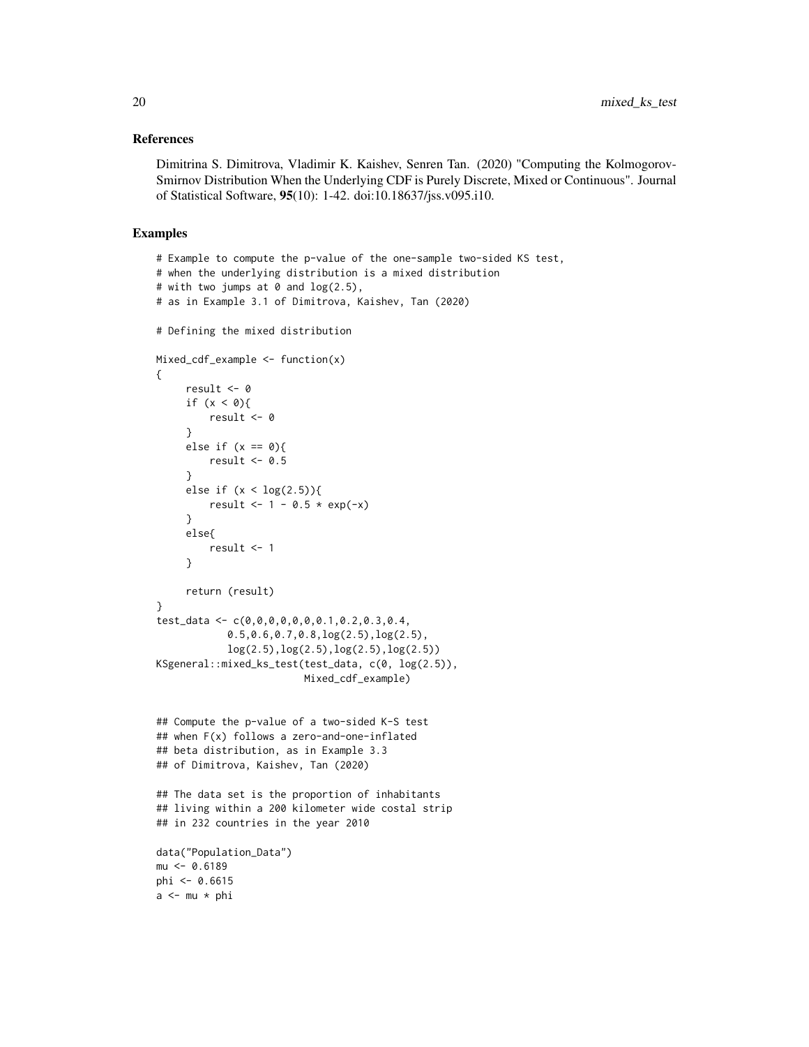### References

Dimitrina S. Dimitrova, Vladimir K. Kaishev, Senren Tan. (2020) "Computing the Kolmogorov-Smirnov Distribution When the Underlying CDF is Purely Discrete, Mixed or Continuous". Journal of Statistical Software, **95**(10): 1-42. doi:10.18637/jss.v095.i10.

### Examples

```
# Example to compute the p-value of the one-sample two-sided KS test,
# when the underlying distribution is a mixed distribution
# with two jumps at 0 and log(2.5),
# as in Example 3.1 of Dimitrova, Kaishev, Tan (2020)

# Defining the mixed distribution

Mixed_cdf_example <- function(x)
{
     result <- 0
     if (x < 0){
         result <- 0
     }
     else if (x == 0){
         result <- 0.5
     }
     else if (x < log(2.5)){
         result <- 1 - 0.5 * exp(-x)
     }
     else{
         result <- 1
     }

     return (result)
}
test_data <- c(0,0,0,0,0,0,0.1,0.2,0.3,0.4,
            0.5,0.6,0.7,0.8,log(2.5),log(2.5),
            log(2.5),log(2.5),log(2.5),log(2.5))
KSgeneral::mixed_ks_test(test_data, c(0, log(2.5)),
                         Mixed_cdf_example)


## Compute the p-value of a two-sided K-S test
## when F(x) follows a zero-and-one-inflated
## beta distribution, as in Example 3.3
## of Dimitrova, Kaishev, Tan (2020)

## The data set is the proportion of inhabitants
## living within a 200 kilometer wide costal strip
## in 232 countries in the year 2010

data("Population_Data")
mu <- 0.6189
phi <- 0.6615
a <- mu * phi
```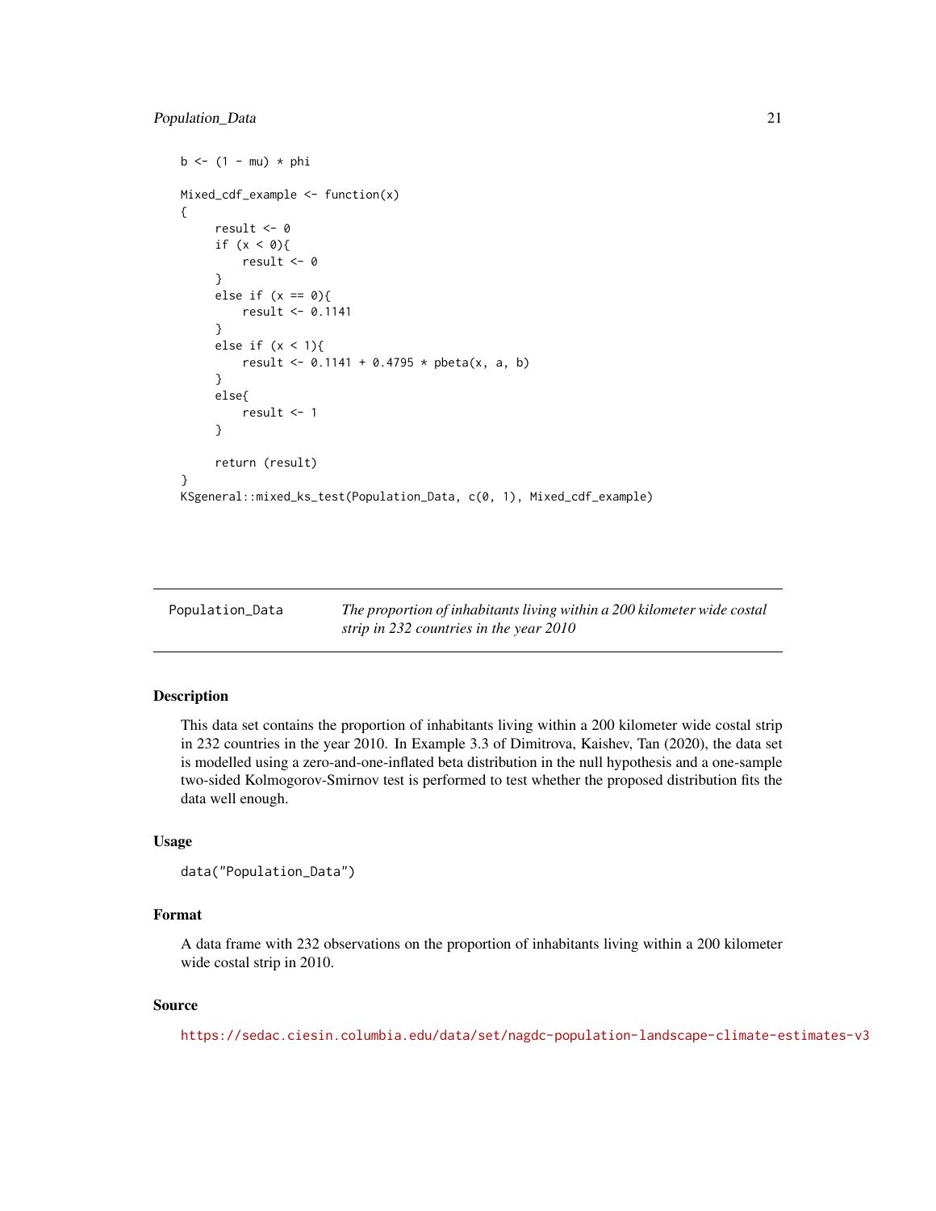```
b <- (1 - mu) * phi

Mixed_cdf_example <- function(x)
{
     result <- 0
     if (x < 0){
         result <- 0
     }
     else if (x == 0){
         result <- 0.1141
     }
     else if (x < 1){
         result <- 0.1141 + 0.4795 * pbeta(x, a, b)
     }
     else{
         result <- 1
     }

     return (result)
}
KSgeneral::mixed_ks_test(Population_Data, c(0, 1), Mixed_cdf_example)
```

---

Population_Data    *The proportion of inhabitants living within a 200 kilometer wide costal strip in 232 countries in the year 2010*

---

## Description

This data set contains the proportion of inhabitants living within a 200 kilometer wide costal strip in 232 countries in the year 2010. In Example 3.3 of Dimitrova, Kaishev, Tan (2020), the data set is modelled using a zero-and-one-inflated beta distribution in the null hypothesis and a one-sample two-sided Kolmogorov-Smirnov test is performed to test whether the proposed distribution fits the data well enough.

## Usage

```
data("Population_Data")
```

## Format

A data frame with 232 observations on the proportion of inhabitants living within a 200 kilometer wide costal strip in 2010.

## Source

https://sedac.ciesin.columbia.edu/data/set/nagdc-population-landscape-climate-estimates-v3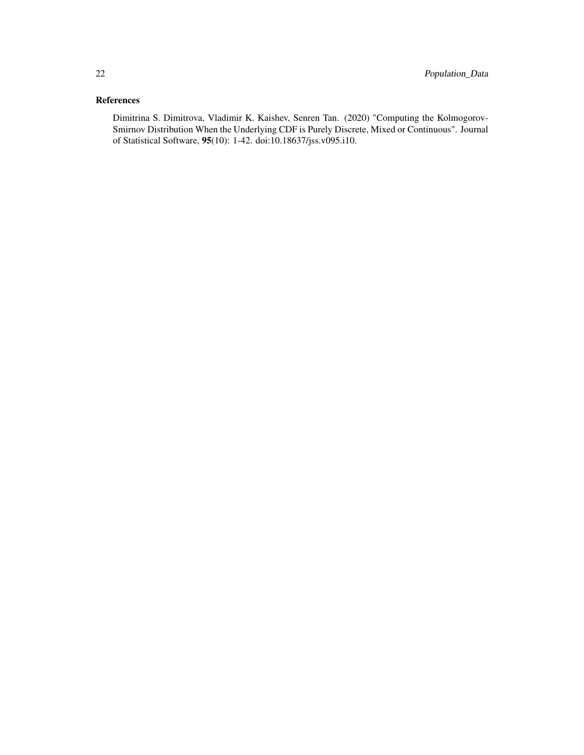### References

Dimitrina S. Dimitrova, Vladimir K. Kaishev, Senren Tan. (2020) "Computing the Kolmogorov-Smirnov Distribution When the Underlying CDF is Purely Discrete, Mixed or Continuous". Journal of Statistical Software, **95**(10): 1-42. doi:10.18637/jss.v095.i10.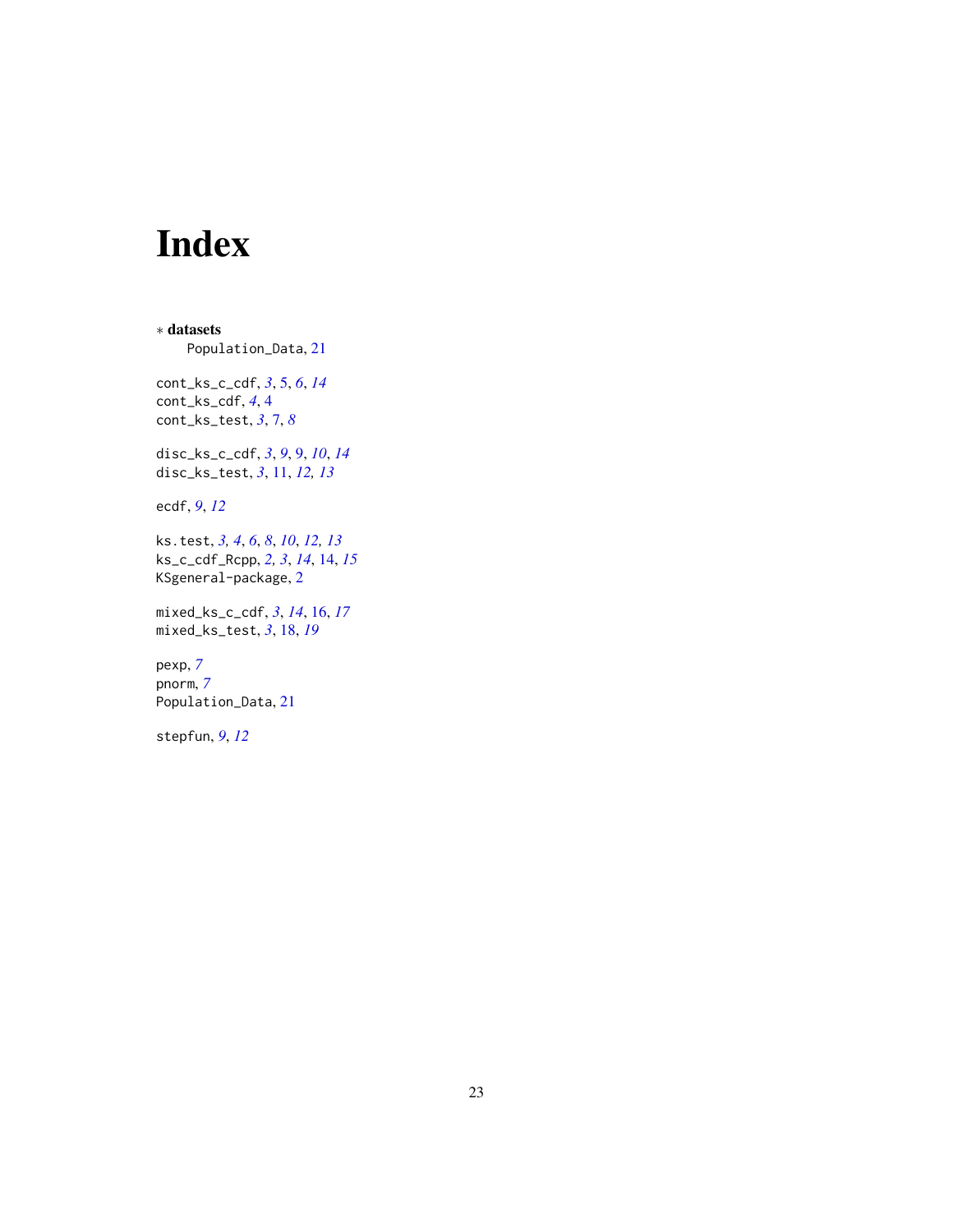# Index

∗ **datasets**

Population_Data, 21

cont_ks_c_cdf, *3*, 5, *6*, *14*
cont_ks_cdf, *4*, 4
cont_ks_test, *3*, 7, *8*

disc_ks_c_cdf, *3*, *9*, 9, *10*, *14*
disc_ks_test, *3*, 11, *12, 13*

ecdf, *9*, *12*

ks.test, *3, 4*, *6*, *8*, *10*, *12, 13*
ks_c_cdf_Rcpp, *2, 3*, *14*, 14, *15*
KSgeneral-package, 2

mixed_ks_c_cdf, *3*, *14*, 16, *17*
mixed_ks_test, *3*, 18, *19*

pexp, *7*
pnorm, *7*
Population_Data, 21

stepfun, *9*, *12*